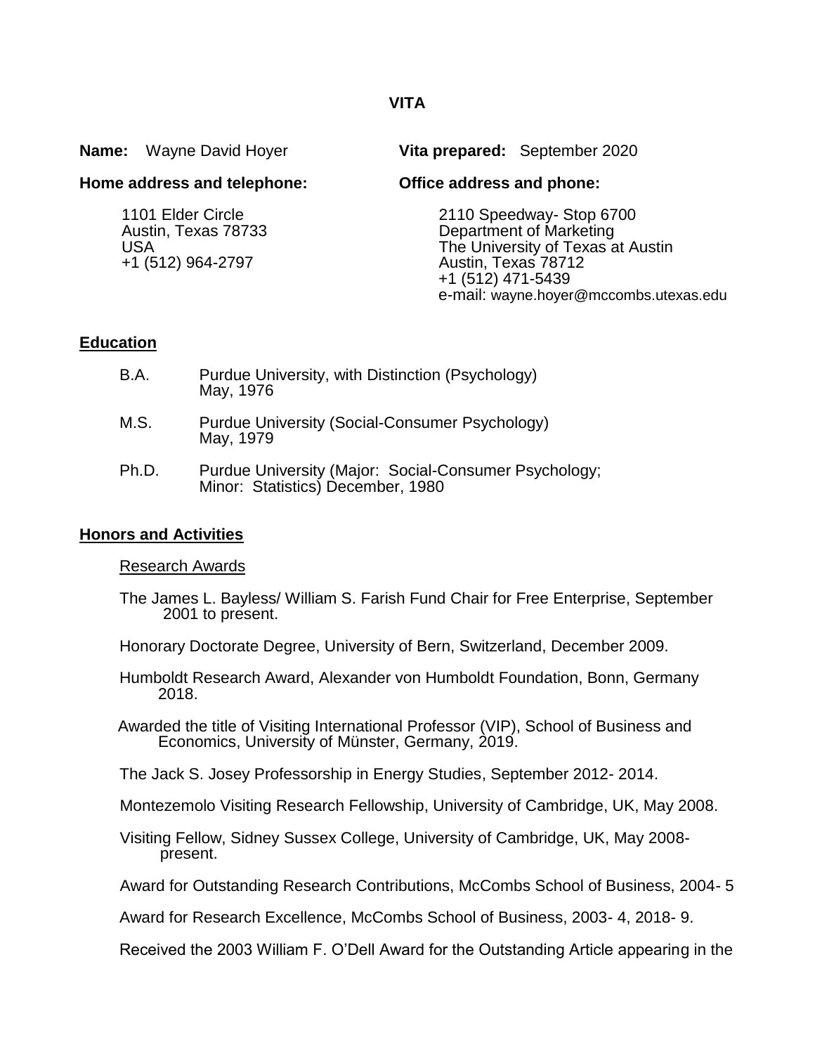**VITA**

**Name:** Wayne David Hoyer

**Vita prepared:** September 2020

**Home address and telephone:**

1101 Elder Circle
Austin, Texas 78733
USA
+1 (512) 964-2797

**Office address and phone:**

2110 Speedway- Stop 6700
Department of Marketing
The University of Texas at Austin
Austin, Texas 78712
+1 (512) 471-5439
e-mail: wayne.hoyer@mccombs.utexas.edu

## Education

B.A. Purdue University, with Distinction (Psychology) May, 1976

M.S. Purdue University (Social-Consumer Psychology) May, 1979

Ph.D. Purdue University (Major: Social-Consumer Psychology; Minor: Statistics) December, 1980

## Honors and Activities

### Research Awards

The James L. Bayless/ William S. Farish Fund Chair for Free Enterprise, September 2001 to present.

Honorary Doctorate Degree, University of Bern, Switzerland, December 2009.

Humboldt Research Award, Alexander von Humboldt Foundation, Bonn, Germany 2018.

Awarded the title of Visiting International Professor (VIP), School of Business and Economics, University of Münster, Germany, 2019.

The Jack S. Josey Professorship in Energy Studies, September 2012- 2014.

Montezemolo Visiting Research Fellowship, University of Cambridge, UK, May 2008.

Visiting Fellow, Sidney Sussex College, University of Cambridge, UK, May 2008- present.

Award for Outstanding Research Contributions, McCombs School of Business, 2004- 5

Award for Research Excellence, McCombs School of Business, 2003- 4, 2018- 9.

Received the 2003 William F. O'Dell Award for the Outstanding Article appearing in the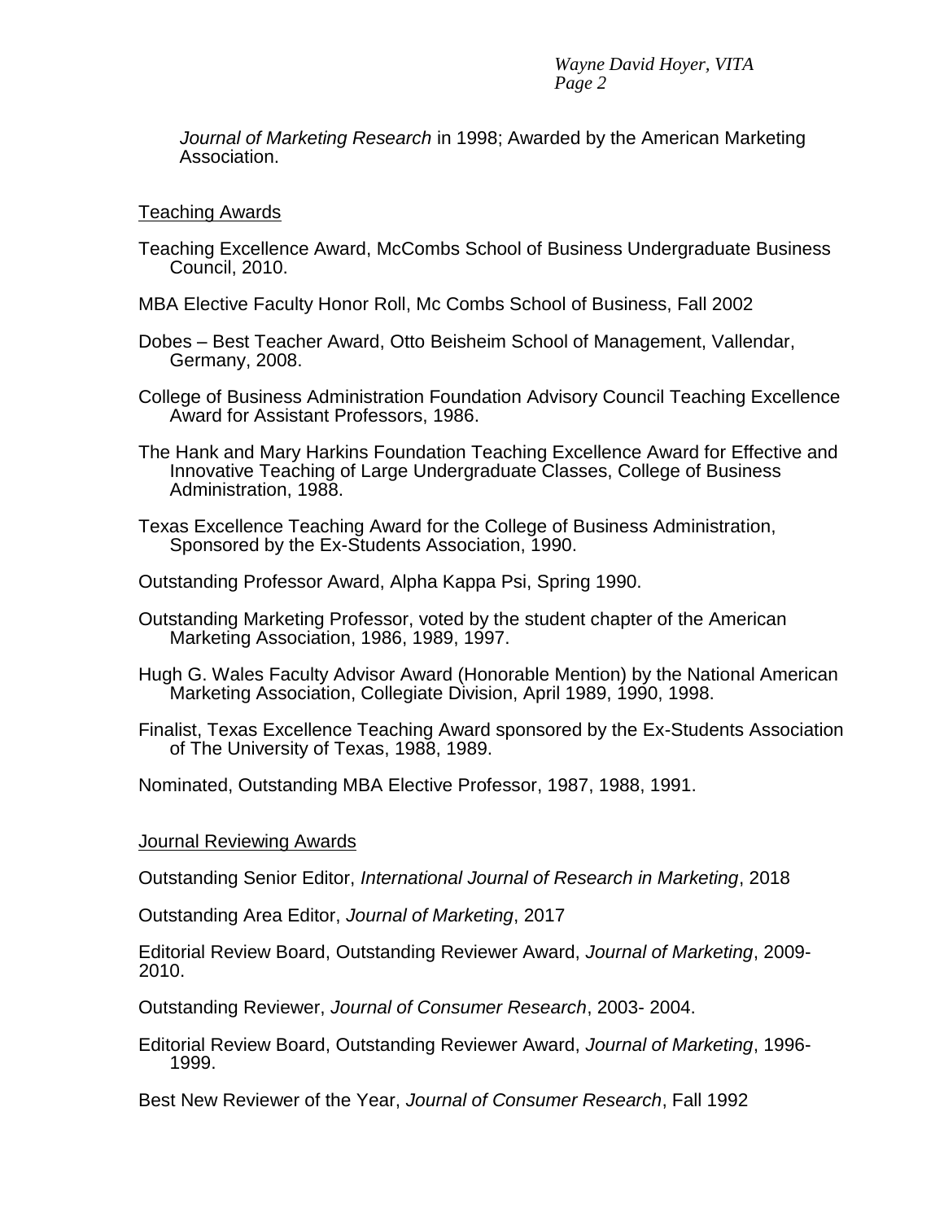*Journal of Marketing Research* in 1998; Awarded by the American Marketing Association.

## Teaching Awards

Teaching Excellence Award, McCombs School of Business Undergraduate Business Council, 2010.

MBA Elective Faculty Honor Roll, Mc Combs School of Business, Fall 2002

Dobes – Best Teacher Award, Otto Beisheim School of Management, Vallendar, Germany, 2008.

College of Business Administration Foundation Advisory Council Teaching Excellence Award for Assistant Professors, 1986.

The Hank and Mary Harkins Foundation Teaching Excellence Award for Effective and Innovative Teaching of Large Undergraduate Classes, College of Business Administration, 1988.

Texas Excellence Teaching Award for the College of Business Administration, Sponsored by the Ex-Students Association, 1990.

Outstanding Professor Award, Alpha Kappa Psi, Spring 1990.

Outstanding Marketing Professor, voted by the student chapter of the American Marketing Association, 1986, 1989, 1997.

Hugh G. Wales Faculty Advisor Award (Honorable Mention) by the National American Marketing Association, Collegiate Division, April 1989, 1990, 1998.

Finalist, Texas Excellence Teaching Award sponsored by the Ex-Students Association of The University of Texas, 1988, 1989.

Nominated, Outstanding MBA Elective Professor, 1987, 1988, 1991.

## Journal Reviewing Awards

Outstanding Senior Editor, *International Journal of Research in Marketing*, 2018

Outstanding Area Editor, *Journal of Marketing*, 2017

Editorial Review Board, Outstanding Reviewer Award, *Journal of Marketing*, 2009-2010.

Outstanding Reviewer, *Journal of Consumer Research*, 2003- 2004.

Editorial Review Board, Outstanding Reviewer Award, *Journal of Marketing*, 1996-1999.

Best New Reviewer of the Year, *Journal of Consumer Research*, Fall 1992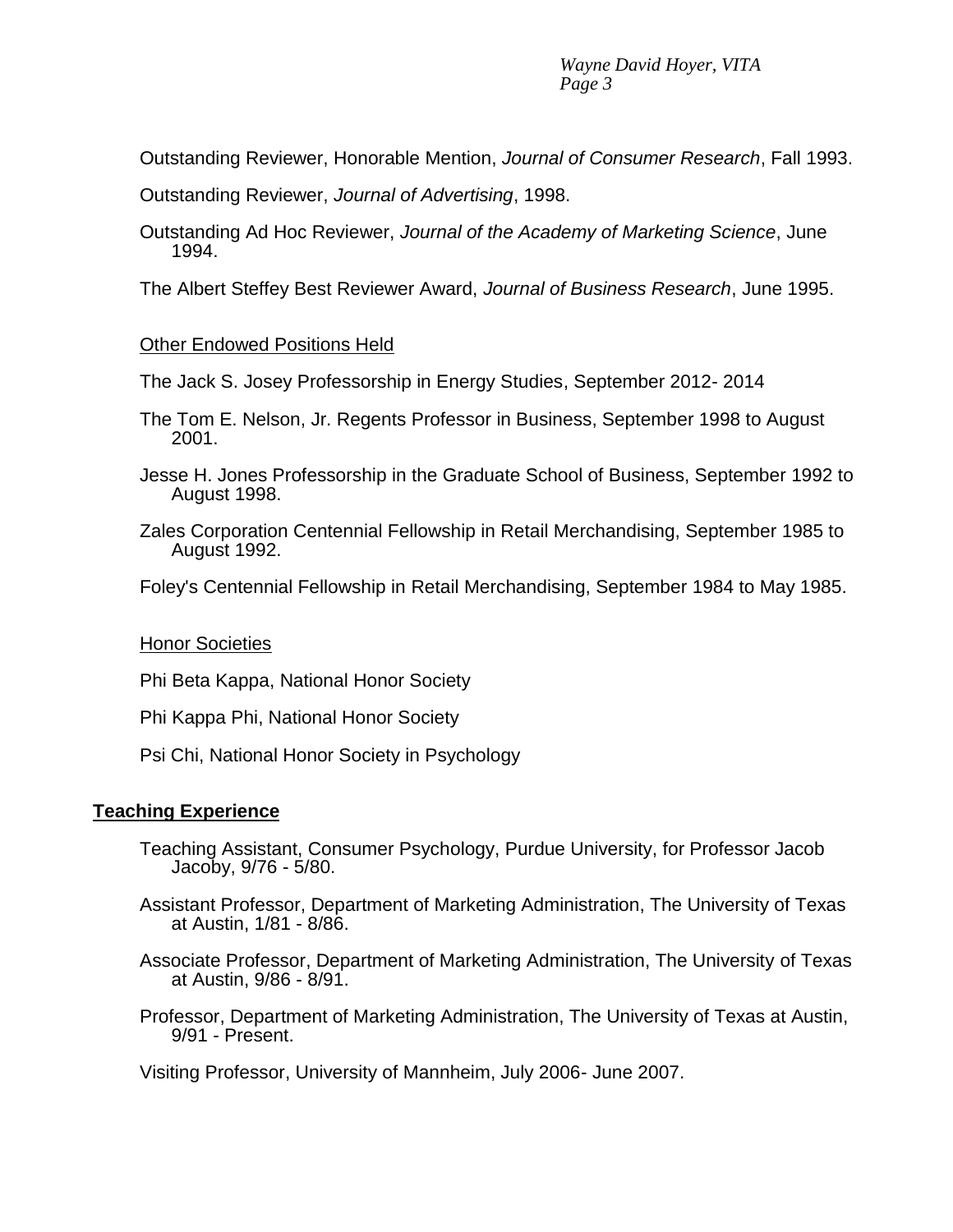Outstanding Reviewer, Honorable Mention, *Journal of Consumer Research*, Fall 1993.

Outstanding Reviewer, *Journal of Advertising*, 1998.

Outstanding Ad Hoc Reviewer, *Journal of the Academy of Marketing Science*, June 1994.

The Albert Steffey Best Reviewer Award, *Journal of Business Research*, June 1995.

<u>Other Endowed Positions Held</u>

The Jack S. Josey Professorship in Energy Studies, September 2012- 2014

The Tom E. Nelson, Jr. Regents Professor in Business, September 1998 to August 2001.

Jesse H. Jones Professorship in the Graduate School of Business, September 1992 to August 1998.

Zales Corporation Centennial Fellowship in Retail Merchandising, September 1985 to August 1992.

Foley's Centennial Fellowship in Retail Merchandising, September 1984 to May 1985.

<u>Honor Societies</u>

Phi Beta Kappa, National Honor Society

Phi Kappa Phi, National Honor Society

Psi Chi, National Honor Society in Psychology

## Teaching Experience

Teaching Assistant, Consumer Psychology, Purdue University, for Professor Jacob Jacoby, 9/76 - 5/80.

Assistant Professor, Department of Marketing Administration, The University of Texas at Austin, 1/81 - 8/86.

Associate Professor, Department of Marketing Administration, The University of Texas at Austin, 9/86 - 8/91.

Professor, Department of Marketing Administration, The University of Texas at Austin, 9/91 - Present.

Visiting Professor, University of Mannheim, July 2006- June 2007.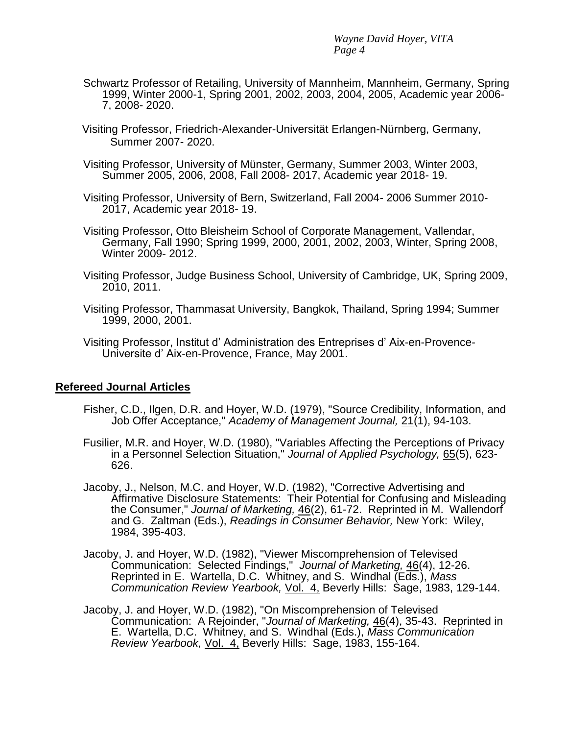Schwartz Professor of Retailing, University of Mannheim, Mannheim, Germany, Spring 1999, Winter 2000-1, Spring 2001, 2002, 2003, 2004, 2005, Academic year 2006-7, 2008- 2020.

Visiting Professor, Friedrich-Alexander-Universität Erlangen-Nürnberg, Germany, Summer 2007- 2020.

Visiting Professor, University of Münster, Germany, Summer 2003, Winter 2003, Summer 2005, 2006, 2008, Fall 2008- 2017, Academic year 2018- 19.

Visiting Professor, University of Bern, Switzerland, Fall 2004- 2006 Summer 2010-2017, Academic year 2018- 19.

Visiting Professor, Otto Bleisheim School of Corporate Management, Vallendar, Germany, Fall 1990; Spring 1999, 2000, 2001, 2002, 2003, Winter, Spring 2008, Winter 2009- 2012.

Visiting Professor, Judge Business School, University of Cambridge, UK, Spring 2009, 2010, 2011.

Visiting Professor, Thammasat University, Bangkok, Thailand, Spring 1994; Summer 1999, 2000, 2001.

Visiting Professor, Institut d' Administration des Entreprises d' Aix-en-Provence-Universite d' Aix-en-Provence, France, May 2001.

## Refereed Journal Articles

Fisher, C.D., Ilgen, D.R. and Hoyer, W.D. (1979), "Source Credibility, Information, and Job Offer Acceptance," *Academy of Management Journal,* 21(1), 94-103.

Fusilier, M.R. and Hoyer, W.D. (1980), "Variables Affecting the Perceptions of Privacy in a Personnel Selection Situation," *Journal of Applied Psychology,* 65(5), 623-626.

Jacoby, J., Nelson, M.C. and Hoyer, W.D. (1982), "Corrective Advertising and Affirmative Disclosure Statements: Their Potential for Confusing and Misleading the Consumer," *Journal of Marketing,* 46(2), 61-72. Reprinted in M. Wallendorf and G. Zaltman (Eds.), *Readings in Consumer Behavior,* New York: Wiley, 1984, 395-403.

Jacoby, J. and Hoyer, W.D. (1982), "Viewer Miscomprehension of Televised Communication: Selected Findings," *Journal of Marketing,* 46(4), 12-26. Reprinted in E. Wartella, D.C. Whitney, and S. Windhal (Eds.), *Mass Communication Review Yearbook,* Vol. 4, Beverly Hills: Sage, 1983, 129-144.

Jacoby, J. and Hoyer, W.D. (1982), "On Miscomprehension of Televised Communication: A Rejoinder, "*Journal of Marketing,* 46(4), 35-43. Reprinted in E. Wartella, D.C. Whitney, and S. Windhal (Eds.), *Mass Communication Review Yearbook,* Vol. 4, Beverly Hills: Sage, 1983, 155-164.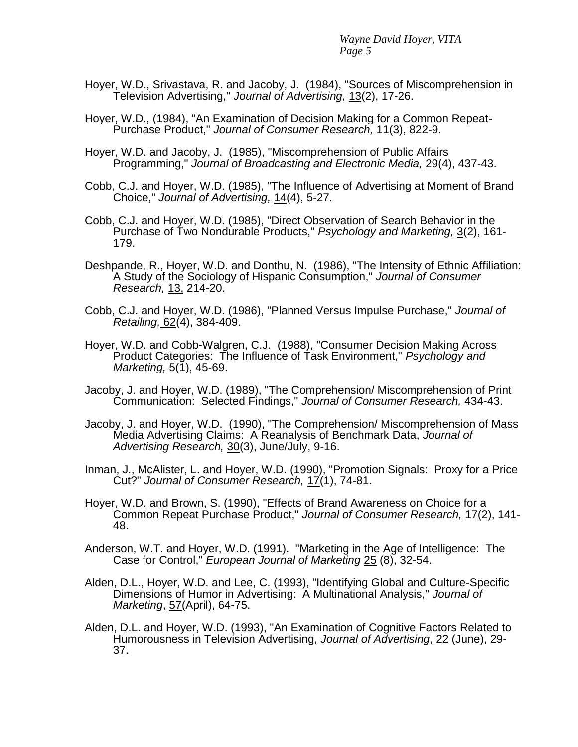Hoyer, W.D., Srivastava, R. and Jacoby, J. (1984), "Sources of Miscomprehension in Television Advertising," *Journal of Advertising,* 13(2), 17-26.

Hoyer, W.D., (1984), "An Examination of Decision Making for a Common Repeat-Purchase Product," *Journal of Consumer Research,* 11(3), 822-9.

Hoyer, W.D. and Jacoby, J. (1985), "Miscomprehension of Public Affairs Programming," *Journal of Broadcasting and Electronic Media,* 29(4), 437-43.

Cobb, C.J. and Hoyer, W.D. (1985), "The Influence of Advertising at Moment of Brand Choice," *Journal of Advertising,* 14(4), 5-27.

Cobb, C.J. and Hoyer, W.D. (1985), "Direct Observation of Search Behavior in the Purchase of Two Nondurable Products," *Psychology and Marketing,* 3(2), 161-179.

Deshpande, R., Hoyer, W.D. and Donthu, N. (1986), "The Intensity of Ethnic Affiliation: A Study of the Sociology of Hispanic Consumption," *Journal of Consumer Research,* 13, 214-20.

Cobb, C.J. and Hoyer, W.D. (1986), "Planned Versus Impulse Purchase," *Journal of Retailing,* 62(4), 384-409.

Hoyer, W.D. and Cobb-Walgren, C.J. (1988), "Consumer Decision Making Across Product Categories: The Influence of Task Environment," *Psychology and Marketing,* 5(1), 45-69.

Jacoby, J. and Hoyer, W.D. (1989), "The Comprehension/ Miscomprehension of Print Communication: Selected Findings," *Journal of Consumer Research,* 434-43.

Jacoby, J. and Hoyer, W.D. (1990), "The Comprehension/ Miscomprehension of Mass Media Advertising Claims: A Reanalysis of Benchmark Data, *Journal of Advertising Research,* 30(3), June/July, 9-16.

Inman, J., McAlister, L. and Hoyer, W.D. (1990), "Promotion Signals: Proxy for a Price Cut?" *Journal of Consumer Research,* 17(1), 74-81.

Hoyer, W.D. and Brown, S. (1990), "Effects of Brand Awareness on Choice for a Common Repeat Purchase Product," *Journal of Consumer Research,* 17(2), 141-48.

Anderson, W.T. and Hoyer, W.D. (1991). "Marketing in the Age of Intelligence: The Case for Control," *European Journal of Marketing* 25 (8), 32-54.

Alden, D.L., Hoyer, W.D. and Lee, C. (1993), "Identifying Global and Culture-Specific Dimensions of Humor in Advertising: A Multinational Analysis," *Journal of Marketing*, 57(April), 64-75.

Alden, D.L. and Hoyer, W.D. (1993), "An Examination of Cognitive Factors Related to Humorousness in Television Advertising, *Journal of Advertising*, 22 (June), 29-37.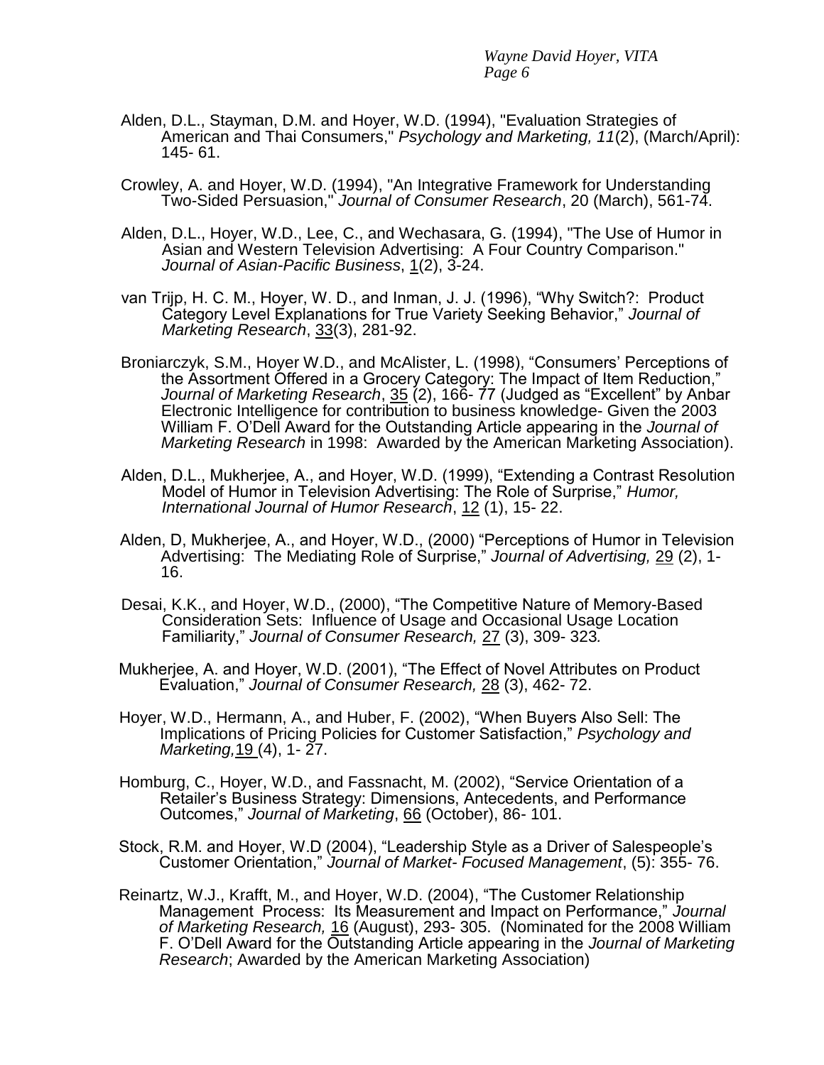Alden, D.L., Stayman, D.M. and Hoyer, W.D. (1994), "Evaluation Strategies of American and Thai Consumers," *Psychology and Marketing, 11*(2), (March/April): 145- 61.

Crowley, A. and Hoyer, W.D. (1994), "An Integrative Framework for Understanding Two-Sided Persuasion," *Journal of Consumer Research*, 20 (March), 561-74.

Alden, D.L., Hoyer, W.D., Lee, C., and Wechasara, G. (1994), "The Use of Humor in Asian and Western Television Advertising: A Four Country Comparison." *Journal of Asian-Pacific Business*, 1(2), 3-24.

van Trijp, H. C. M., Hoyer, W. D., and Inman, J. J. (1996), "Why Switch?: Product Category Level Explanations for True Variety Seeking Behavior," *Journal of Marketing Research*, 33(3), 281-92.

Broniarczyk, S.M., Hoyer W.D., and McAlister, L. (1998), "Consumers' Perceptions of the Assortment Offered in a Grocery Category: The Impact of Item Reduction," *Journal of Marketing Research*, 35 (2), 166- 77 (Judged as "Excellent" by Anbar Electronic Intelligence for contribution to business knowledge- Given the 2003 William F. O'Dell Award for the Outstanding Article appearing in the *Journal of Marketing Research* in 1998: Awarded by the American Marketing Association).

Alden, D.L., Mukherjee, A., and Hoyer, W.D. (1999), "Extending a Contrast Resolution Model of Humor in Television Advertising: The Role of Surprise," *Humor, International Journal of Humor Research*, 12 (1), 15- 22.

Alden, D, Mukherjee, A., and Hoyer, W.D., (2000) "Perceptions of Humor in Television Advertising: The Mediating Role of Surprise," *Journal of Advertising,* 29 (2), 1- 16.

Desai, K.K., and Hoyer, W.D., (2000), "The Competitive Nature of Memory-Based Consideration Sets: Influence of Usage and Occasional Usage Location Familiarity," *Journal of Consumer Research,* 27 (3), 309- 323*.*

Mukherjee, A. and Hoyer, W.D. (2001), "The Effect of Novel Attributes on Product Evaluation," *Journal of Consumer Research,* 28 (3), 462- 72.

Hoyer, W.D., Hermann, A., and Huber, F. (2002), "When Buyers Also Sell: The Implications of Pricing Policies for Customer Satisfaction," *Psychology and Marketing,*19 (4), 1- 27.

Homburg, C., Hoyer, W.D., and Fassnacht, M. (2002), "Service Orientation of a Retailer's Business Strategy: Dimensions, Antecedents, and Performance Outcomes," *Journal of Marketing*, 66 (October), 86- 101.

Stock, R.M. and Hoyer, W.D (2004), "Leadership Style as a Driver of Salespeople's Customer Orientation," *Journal of Market- Focused Management*, (5): 355- 76.

Reinartz, W.J., Krafft, M., and Hoyer, W.D. (2004), "The Customer Relationship Management Process: Its Measurement and Impact on Performance," *Journal of Marketing Research,* 16 (August), 293- 305. (Nominated for the 2008 William F. O'Dell Award for the Outstanding Article appearing in the *Journal of Marketing Research*; Awarded by the American Marketing Association)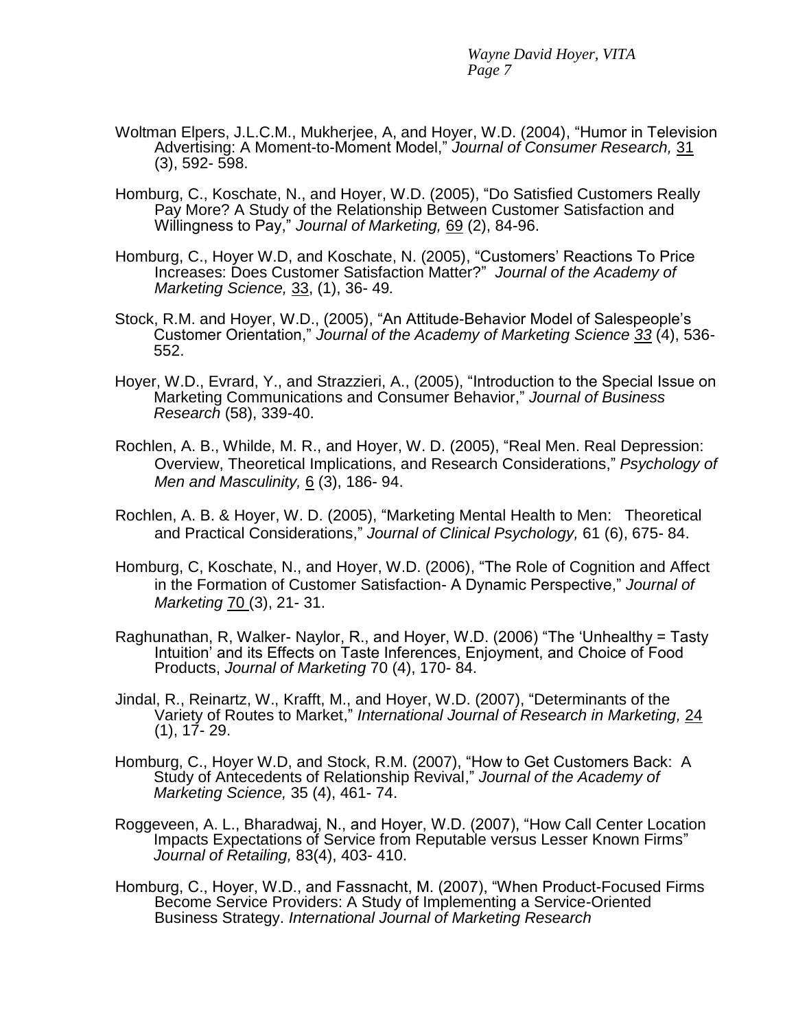Woltman Elpers, J.L.C.M., Mukherjee, A, and Hoyer, W.D. (2004), "Humor in Television Advertising: A Moment-to-Moment Model," *Journal of Consumer Research,* 31 (3), 592- 598.

Homburg, C., Koschate, N., and Hoyer, W.D. (2005), "Do Satisfied Customers Really Pay More? A Study of the Relationship Between Customer Satisfaction and Willingness to Pay," *Journal of Marketing,* 69 (2), 84-96.

Homburg, C., Hoyer W.D, and Koschate, N. (2005), "Customers' Reactions To Price Increases: Does Customer Satisfaction Matter?" *Journal of the Academy of Marketing Science,* 33, (1), 36- 49*.*

Stock, R.M. and Hoyer, W.D., (2005), "An Attitude-Behavior Model of Salespeople's Customer Orientation," *Journal of the Academy of Marketing Science 33* (4), 536-552.

Hoyer, W.D., Evrard, Y., and Strazzieri, A., (2005), "Introduction to the Special Issue on Marketing Communications and Consumer Behavior," *Journal of Business Research* (58), 339-40.

Rochlen, A. B., Whilde, M. R., and Hoyer, W. D. (2005), "Real Men. Real Depression: Overview, Theoretical Implications, and Research Considerations," *Psychology of Men and Masculinity,* 6 (3), 186- 94.

Rochlen, A. B. & Hoyer, W. D. (2005), "Marketing Mental Health to Men: Theoretical and Practical Considerations," *Journal of Clinical Psychology,* 61 (6), 675- 84.

Homburg, C, Koschate, N., and Hoyer, W.D. (2006), "The Role of Cognition and Affect in the Formation of Customer Satisfaction- A Dynamic Perspective," *Journal of Marketing* 70 (3), 21- 31.

Raghunathan, R, Walker- Naylor, R., and Hoyer, W.D. (2006) "The 'Unhealthy = Tasty Intuition' and its Effects on Taste Inferences, Enjoyment, and Choice of Food Products, *Journal of Marketing* 70 (4), 170- 84.

Jindal, R., Reinartz, W., Krafft, M., and Hoyer, W.D. (2007), "Determinants of the Variety of Routes to Market," *International Journal of Research in Marketing,* 24 (1), 17- 29.

Homburg, C., Hoyer W.D, and Stock, R.M. (2007), "How to Get Customers Back: A Study of Antecedents of Relationship Revival," *Journal of the Academy of Marketing Science,* 35 (4), 461- 74.

Roggeveen, A. L., Bharadwaj, N., and Hoyer, W.D. (2007), "How Call Center Location Impacts Expectations of Service from Reputable versus Lesser Known Firms" *Journal of Retailing,* 83(4), 403- 410.

Homburg, C., Hoyer, W.D., and Fassnacht, M. (2007), "When Product-Focused Firms Become Service Providers: A Study of Implementing a Service-Oriented Business Strategy. *International Journal of Marketing Research*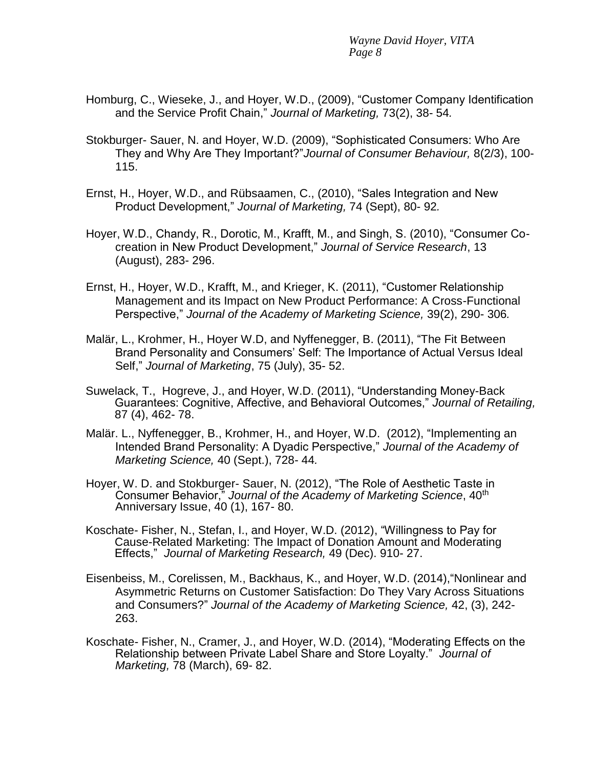Homburg, C., Wieseke, J., and Hoyer, W.D., (2009), "Customer Company Identification and the Service Profit Chain," *Journal of Marketing,* 73(2), 38- 54.

Stokburger- Sauer, N. and Hoyer, W.D. (2009), "Sophisticated Consumers: Who Are They and Why Are They Important?"*Journal of Consumer Behaviour,* 8(2/3), 100- 115.

Ernst, H., Hoyer, W.D., and Rübsaamen, C., (2010), "Sales Integration and New Product Development," *Journal of Marketing,* 74 (Sept), 80- 92.

Hoyer, W.D., Chandy, R., Dorotic, M., Krafft, M., and Singh, S. (2010), "Consumer Co-creation in New Product Development," *Journal of Service Research*, 13 (August), 283- 296.

Ernst, H., Hoyer, W.D., Krafft, M., and Krieger, K. (2011), "Customer Relationship Management and its Impact on New Product Performance: A Cross-Functional Perspective," *Journal of the Academy of Marketing Science,* 39(2), 290- 306.

Malär, L., Krohmer, H., Hoyer W.D, and Nyffenegger, B. (2011), "The Fit Between Brand Personality and Consumers' Self: The Importance of Actual Versus Ideal Self," *Journal of Marketing*, 75 (July), 35- 52.

Suwelack, T., Hogreve, J., and Hoyer, W.D. (2011), "Understanding Money-Back Guarantees: Cognitive, Affective, and Behavioral Outcomes," *Journal of Retailing,* 87 (4), 462- 78.

Malär. L., Nyffenegger, B., Krohmer, H., and Hoyer, W.D. (2012), "Implementing an Intended Brand Personality: A Dyadic Perspective," *Journal of the Academy of Marketing Science,* 40 (Sept.), 728- 44.

Hoyer, W. D. and Stokburger- Sauer, N. (2012), "The Role of Aesthetic Taste in Consumer Behavior," *Journal of the Academy of Marketing Science*, 40th Anniversary Issue, 40 (1), 167- 80.

Koschate- Fisher, N., Stefan, I., and Hoyer, W.D. (2012), "Willingness to Pay for Cause-Related Marketing: The Impact of Donation Amount and Moderating Effects," *Journal of Marketing Research,* 49 (Dec). 910- 27.

Eisenbeiss, M., Corelissen, M., Backhaus, K., and Hoyer, W.D. (2014),"Nonlinear and Asymmetric Returns on Customer Satisfaction: Do They Vary Across Situations and Consumers?" *Journal of the Academy of Marketing Science,* 42, (3), 242- 263.

Koschate- Fisher, N., Cramer, J., and Hoyer, W.D. (2014), "Moderating Effects on the Relationship between Private Label Share and Store Loyalty." *Journal of Marketing,* 78 (March), 69- 82.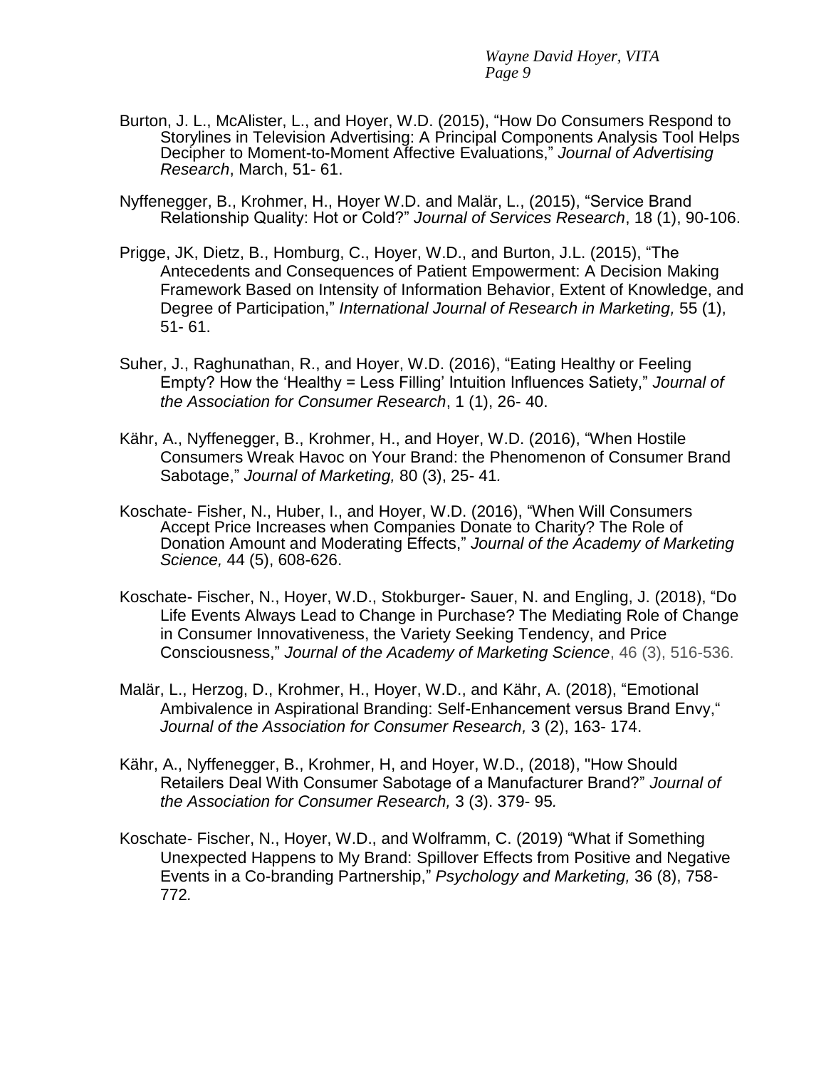Burton, J. L., McAlister, L., and Hoyer, W.D. (2015), “How Do Consumers Respond to Storylines in Television Advertising: A Principal Components Analysis Tool Helps Decipher to Moment-to-Moment Affective Evaluations,” *Journal of Advertising Research*, March, 51- 61.

Nyffenegger, B., Krohmer, H., Hoyer W.D. and Malär, L., (2015), “Service Brand Relationship Quality: Hot or Cold?” *Journal of Services Research*, 18 (1), 90-106.

Prigge, JK, Dietz, B., Homburg, C., Hoyer, W.D., and Burton, J.L. (2015), “The Antecedents and Consequences of Patient Empowerment: A Decision Making Framework Based on Intensity of Information Behavior, Extent of Knowledge, and Degree of Participation,” *International Journal of Research in Marketing,* 55 (1), 51- 61.

Suher, J., Raghunathan, R., and Hoyer, W.D. (2016), “Eating Healthy or Feeling Empty? How the ‘Healthy = Less Filling’ Intuition Influences Satiety,” *Journal of the Association for Consumer Research*, 1 (1), 26- 40.

Kähr, A., Nyffenegger, B., Krohmer, H., and Hoyer, W.D. (2016), “When Hostile Consumers Wreak Havoc on Your Brand: the Phenomenon of Consumer Brand Sabotage,” *Journal of Marketing,* 80 (3), 25- 41*.*

Koschate- Fisher, N., Huber, I., and Hoyer, W.D. (2016), “When Will Consumers Accept Price Increases when Companies Donate to Charity? The Role of Donation Amount and Moderating Effects,” *Journal of the Academy of Marketing Science,* 44 (5), 608-626.

Koschate- Fischer, N., Hoyer, W.D., Stokburger- Sauer, N. and Engling, J. (2018), “Do Life Events Always Lead to Change in Purchase? The Mediating Role of Change in Consumer Innovativeness, the Variety Seeking Tendency, and Price Consciousness,” *Journal of the Academy of Marketing Science*, 46 (3), 516-536.

Malär, L., Herzog, D., Krohmer, H., Hoyer, W.D., and Kähr, A. (2018), “Emotional Ambivalence in Aspirational Branding: Self-Enhancement versus Brand Envy,“ *Journal of the Association for Consumer Research,* 3 (2), 163- 174.

Kähr, A., Nyffenegger, B., Krohmer, H, and Hoyer, W.D., (2018), "How Should Retailers Deal With Consumer Sabotage of a Manufacturer Brand?” *Journal of the Association for Consumer Research,* 3 (3). 379- 95*.*

Koschate- Fischer, N., Hoyer, W.D., and Wolframm, C. (2019) “What if Something Unexpected Happens to My Brand: Spillover Effects from Positive and Negative Events in a Co-branding Partnership,” *Psychology and Marketing,* 36 (8), 758- 772*.*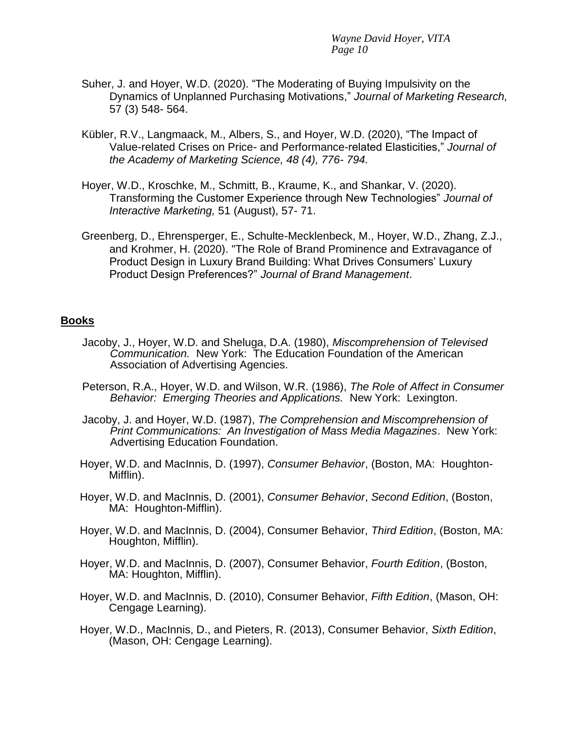Suher, J. and Hoyer, W.D. (2020). "The Moderating of Buying Impulsivity on the Dynamics of Unplanned Purchasing Motivations," *Journal of Marketing Research,* 57 (3) 548- 564.

Kübler, R.V., Langmaack, M., Albers, S., and Hoyer, W.D. (2020), "The Impact of Value-related Crises on Price- and Performance-related Elasticities," *Journal of the Academy of Marketing Science, 48 (4), 776- 794.*

Hoyer, W.D., Kroschke, M., Schmitt, B., Kraume, K., and Shankar, V. (2020). Transforming the Customer Experience through New Technologies" *Journal of Interactive Marketing,* 51 (August), 57- 71.

Greenberg, D., Ehrensperger, E., Schulte-Mecklenbeck, M., Hoyer, W.D., Zhang, Z.J., and Krohmer, H. (2020). "The Role of Brand Prominence and Extravagance of Product Design in Luxury Brand Building: What Drives Consumers' Luxury Product Design Preferences?" *Journal of Brand Management*.

## **Books**

Jacoby, J., Hoyer, W.D. and Sheluga, D.A. (1980), *Miscomprehension of Televised Communication.* New York: The Education Foundation of the American Association of Advertising Agencies.

Peterson, R.A., Hoyer, W.D. and Wilson, W.R. (1986), *The Role of Affect in Consumer Behavior: Emerging Theories and Applications.* New York: Lexington.

Jacoby, J. and Hoyer, W.D. (1987), *The Comprehension and Miscomprehension of Print Communications: An Investigation of Mass Media Magazines*. New York: Advertising Education Foundation.

Hoyer, W.D. and MacInnis, D. (1997), *Consumer Behavior*, (Boston, MA: Houghton-Mifflin).

Hoyer, W.D. and MacInnis, D. (2001), *Consumer Behavior*, *Second Edition*, (Boston, MA: Houghton-Mifflin).

Hoyer, W.D. and MacInnis, D. (2004), Consumer Behavior, *Third Edition*, (Boston, MA: Houghton, Mifflin).

Hoyer, W.D. and MacInnis, D. (2007), Consumer Behavior, *Fourth Edition*, (Boston, MA: Houghton, Mifflin).

Hoyer, W.D. and MacInnis, D. (2010), Consumer Behavior, *Fifth Edition*, (Mason, OH: Cengage Learning).

Hoyer, W.D., MacInnis, D., and Pieters, R. (2013), Consumer Behavior, *Sixth Edition*, (Mason, OH: Cengage Learning).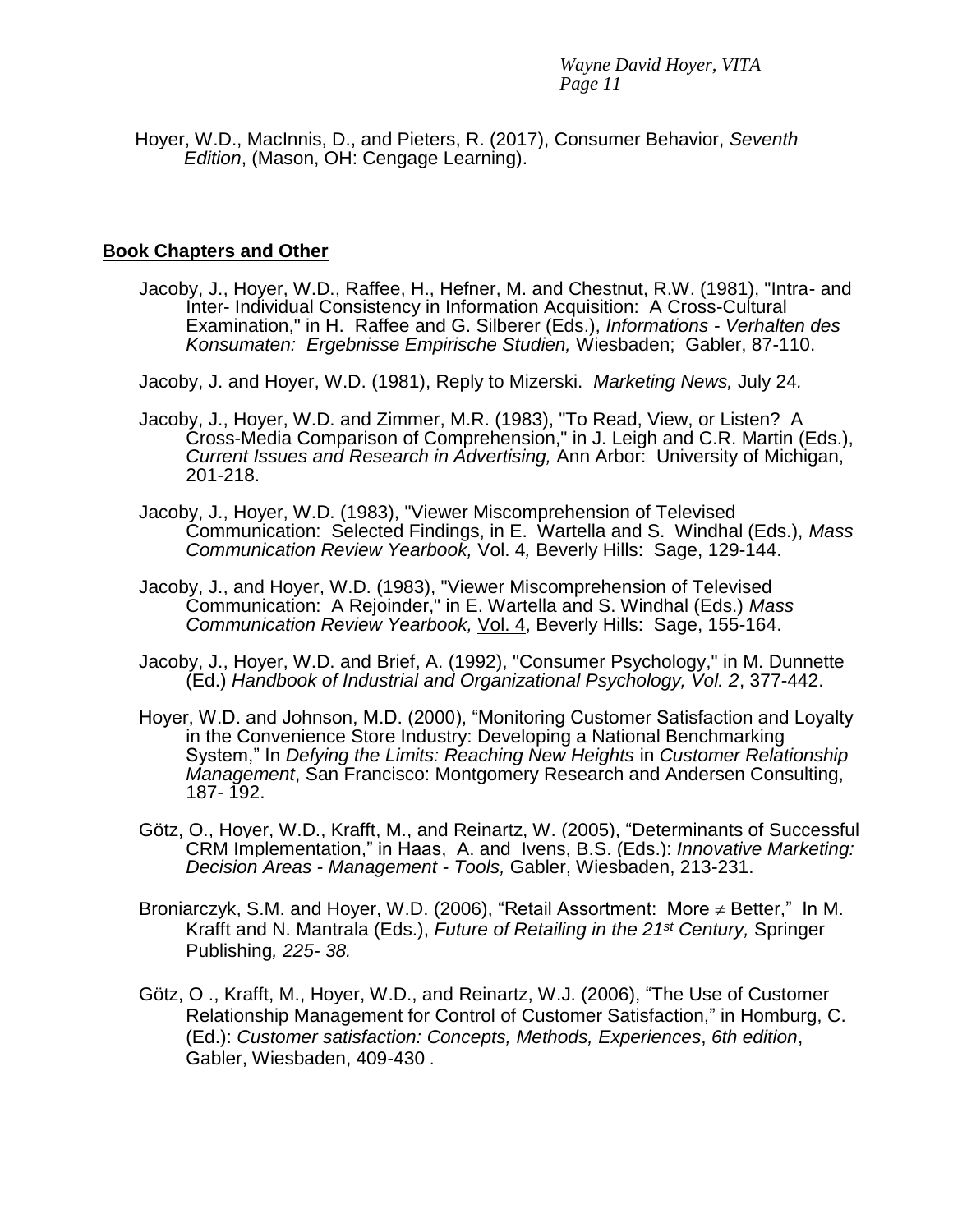Hoyer, W.D., MacInnis, D., and Pieters, R. (2017), Consumer Behavior, *Seventh Edition*, (Mason, OH: Cengage Learning).

**Book Chapters and Other**

Jacoby, J., Hoyer, W.D., Raffee, H., Hefner, M. and Chestnut, R.W. (1981), "Intra- and Inter- Individual Consistency in Information Acquisition: A Cross-Cultural Examination," in H. Raffee and G. Silberer (Eds.), *Informations - Verhalten des Konsumaten: Ergebnisse Empirische Studien,* Wiesbaden; Gabler, 87-110.

Jacoby, J. and Hoyer, W.D. (1981), Reply to Mizerski. *Marketing News,* July 24*.*

Jacoby, J., Hoyer, W.D. and Zimmer, M.R. (1983), "To Read, View, or Listen? A Cross-Media Comparison of Comprehension," in J. Leigh and C.R. Martin (Eds.), *Current Issues and Research in Advertising,* Ann Arbor: University of Michigan, 201-218.

Jacoby, J., Hoyer, W.D. (1983), "Viewer Miscomprehension of Televised Communication: Selected Findings, in E. Wartella and S. Windhal (Eds.), *Mass Communication Review Yearbook,* Vol. 4*,* Beverly Hills: Sage, 129-144.

Jacoby, J., and Hoyer, W.D. (1983), "Viewer Miscomprehension of Televised Communication: A Rejoinder," in E. Wartella and S. Windhal (Eds.) *Mass Communication Review Yearbook,* Vol. 4, Beverly Hills: Sage, 155-164.

Jacoby, J., Hoyer, W.D. and Brief, A. (1992), "Consumer Psychology," in M. Dunnette (Ed.) *Handbook of Industrial and Organizational Psychology, Vol. 2*, 377-442.

Hoyer, W.D. and Johnson, M.D. (2000), "Monitoring Customer Satisfaction and Loyalty in the Convenience Store Industry: Developing a National Benchmarking System," In *Defying the Limits: Reaching New Heights* in *Customer Relationship Management*, San Francisco: Montgomery Research and Andersen Consulting, 187- 192.

Götz, O., Hoyer, W.D., Krafft, M., and Reinartz, W. (2005), "Determinants of Successful CRM Implementation," in Haas, A. and Ivens, B.S. (Eds.): *Innovative Marketing: Decision Areas - Management - Tools,* Gabler, Wiesbaden, 213-231.

Broniarczyk, S.M. and Hoyer, W.D. (2006), "Retail Assortment: More ≠ Better," In M. Krafft and N. Mantrala (Eds.), *Future of Retailing in the 21st Century,* Springer Publishing*, 225- 38.*

Götz, O ., Krafft, M., Hoyer, W.D., and Reinartz, W.J. (2006), "The Use of Customer Relationship Management for Control of Customer Satisfaction," in Homburg, C. (Ed.): *Customer satisfaction: Concepts, Methods, Experiences*, *6th edition*, Gabler, Wiesbaden, 409-430 .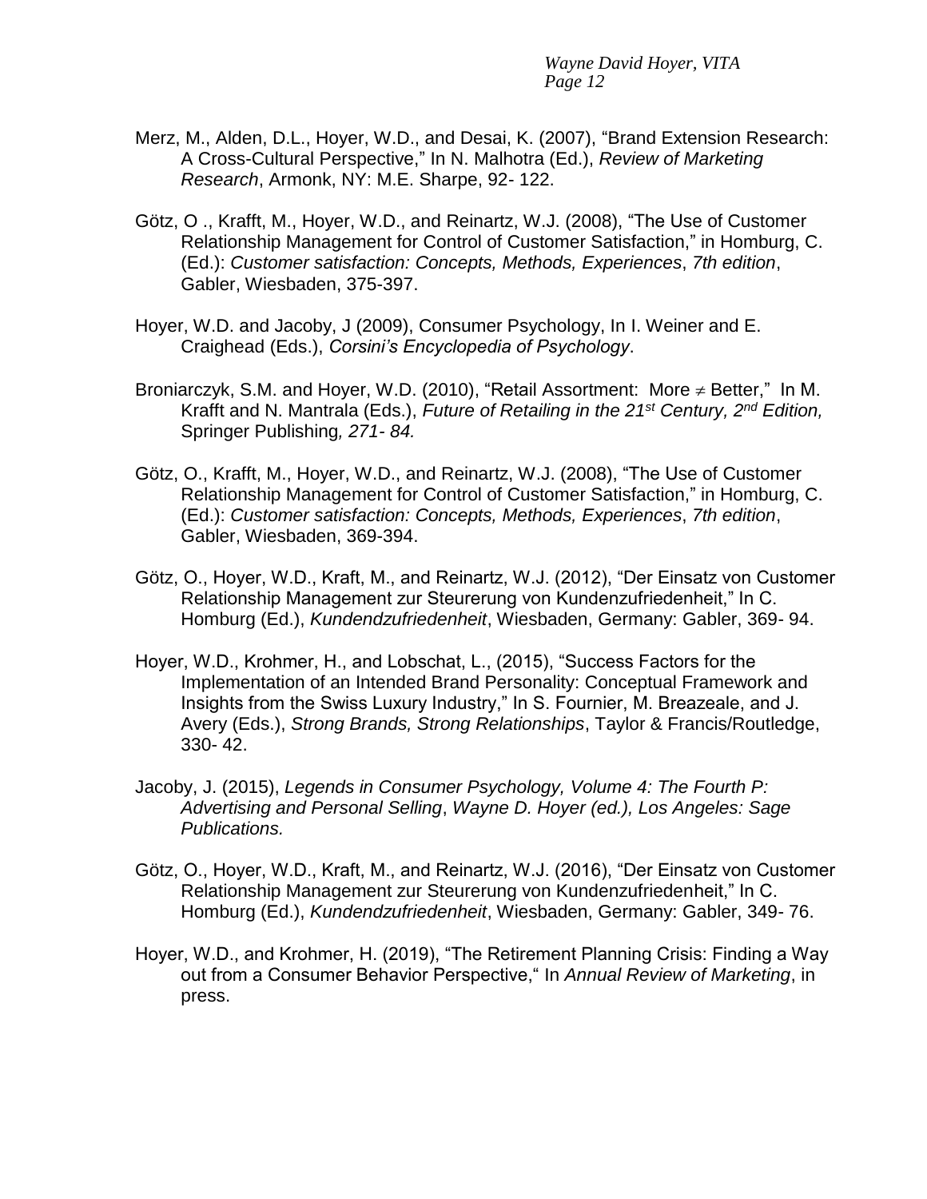Merz, M., Alden, D.L., Hoyer, W.D., and Desai, K. (2007), "Brand Extension Research: A Cross-Cultural Perspective," In N. Malhotra (Ed.), *Review of Marketing Research*, Armonk, NY: M.E. Sharpe, 92- 122.

Götz, O ., Krafft, M., Hoyer, W.D., and Reinartz, W.J. (2008), "The Use of Customer Relationship Management for Control of Customer Satisfaction," in Homburg, C. (Ed.): *Customer satisfaction: Concepts, Methods, Experiences*, *7th edition*, Gabler, Wiesbaden, 375-397.

Hoyer, W.D. and Jacoby, J (2009), Consumer Psychology, In I. Weiner and E. Craighead (Eds.), *Corsini's Encyclopedia of Psychology*.

Broniarczyk, S.M. and Hoyer, W.D. (2010), "Retail Assortment: More ≠ Better," In M. Krafft and N. Mantrala (Eds.), *Future of Retailing in the 21st Century, 2nd Edition,* Springer Publishing*, 271- 84.*

Götz, O., Krafft, M., Hoyer, W.D., and Reinartz, W.J. (2008), "The Use of Customer Relationship Management for Control of Customer Satisfaction," in Homburg, C. (Ed.): *Customer satisfaction: Concepts, Methods, Experiences*, *7th edition*, Gabler, Wiesbaden, 369-394.

Götz, O., Hoyer, W.D., Kraft, M., and Reinartz, W.J. (2012), "Der Einsatz von Customer Relationship Management zur Steurerung von Kundenzufriedenheit," In C. Homburg (Ed.), *Kundendzufriedenheit*, Wiesbaden, Germany: Gabler, 369- 94.

Hoyer, W.D., Krohmer, H., and Lobschat, L., (2015), "Success Factors for the Implementation of an Intended Brand Personality: Conceptual Framework and Insights from the Swiss Luxury Industry," In S. Fournier, M. Breazeale, and J. Avery (Eds.), *Strong Brands, Strong Relationships*, Taylor & Francis/Routledge, 330- 42.

Jacoby, J. (2015), *Legends in Consumer Psychology, Volume 4: The Fourth P: Advertising and Personal Selling*, *Wayne D. Hoyer (ed.), Los Angeles: Sage Publications.*

Götz, O., Hoyer, W.D., Kraft, M., and Reinartz, W.J. (2016), "Der Einsatz von Customer Relationship Management zur Steurerung von Kundenzufriedenheit," In C. Homburg (Ed.), *Kundendzufriedenheit*, Wiesbaden, Germany: Gabler, 349- 76.

Hoyer, W.D., and Krohmer, H. (2019), "The Retirement Planning Crisis: Finding a Way out from a Consumer Behavior Perspective," In *Annual Review of Marketing*, in press.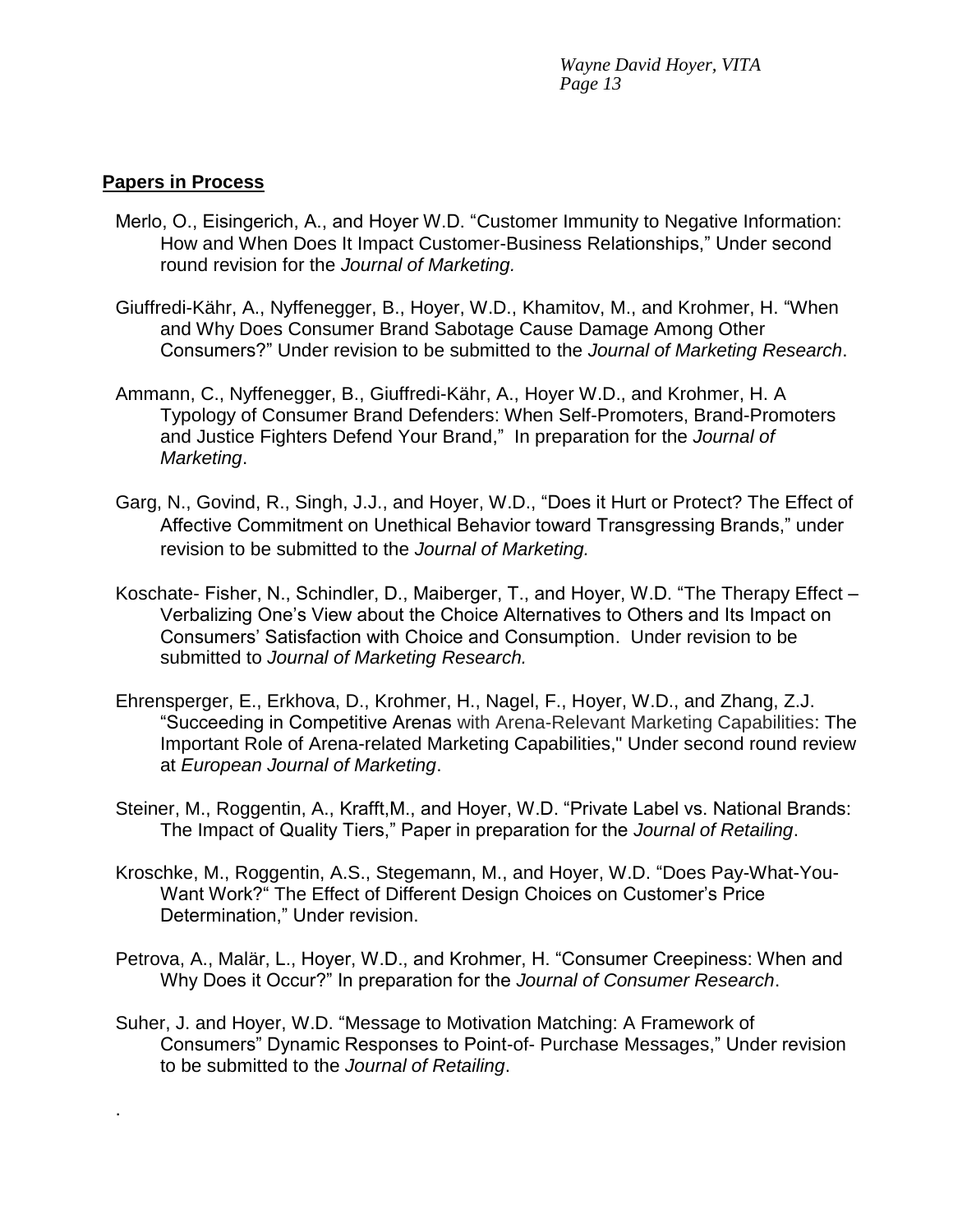## Papers in Process

Merlo, O., Eisingerich, A., and Hoyer W.D. "Customer Immunity to Negative Information: How and When Does It Impact Customer-Business Relationships," Under second round revision for the *Journal of Marketing.*

Giuffredi-Kähr, A., Nyffenegger, B., Hoyer, W.D., Khamitov, M., and Krohmer, H. "When and Why Does Consumer Brand Sabotage Cause Damage Among Other Consumers?" Under revision to be submitted to the *Journal of Marketing Research*.

Ammann, C., Nyffenegger, B., Giuffredi-Kähr, A., Hoyer W.D., and Krohmer, H. A Typology of Consumer Brand Defenders: When Self-Promoters, Brand-Promoters and Justice Fighters Defend Your Brand," In preparation for the *Journal of Marketing*.

Garg, N., Govind, R., Singh, J.J., and Hoyer, W.D., "Does it Hurt or Protect? The Effect of Affective Commitment on Unethical Behavior toward Transgressing Brands," under revision to be submitted to the *Journal of Marketing.*

Koschate- Fisher, N., Schindler, D., Maiberger, T., and Hoyer, W.D. "The Therapy Effect – Verbalizing One's View about the Choice Alternatives to Others and Its Impact on Consumers' Satisfaction with Choice and Consumption. Under revision to be submitted to *Journal of Marketing Research.*

Ehrensperger, E., Erkhova, D., Krohmer, H., Nagel, F., Hoyer, W.D., and Zhang, Z.J. "Succeeding in Competitive Arenas with Arena-Relevant Marketing Capabilities: The Important Role of Arena-related Marketing Capabilities," Under second round review at *European Journal of Marketing*.

Steiner, M., Roggentin, A., Krafft,M., and Hoyer, W.D. "Private Label vs. National Brands: The Impact of Quality Tiers," Paper in preparation for the *Journal of Retailing*.

Kroschke, M., Roggentin, A.S., Stegemann, M., and Hoyer, W.D. "Does Pay-What-You-Want Work?" The Effect of Different Design Choices on Customer's Price Determination," Under revision.

Petrova, A., Malär, L., Hoyer, W.D., and Krohmer, H. "Consumer Creepiness: When and Why Does it Occur?" In preparation for the *Journal of Consumer Research*.

Suher, J. and Hoyer, W.D. "Message to Motivation Matching: A Framework of Consumers" Dynamic Responses to Point-of- Purchase Messages," Under revision to be submitted to the *Journal of Retailing*.

.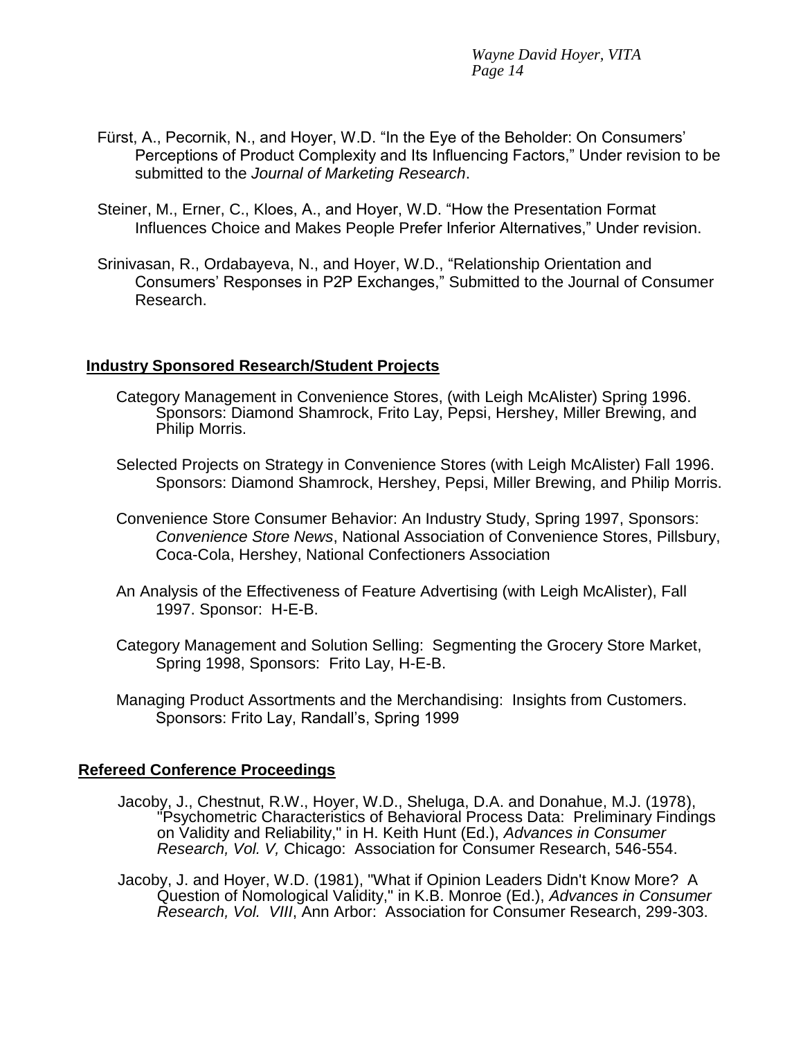Fürst, A., Pecornik, N., and Hoyer, W.D. "In the Eye of the Beholder: On Consumers' Perceptions of Product Complexity and Its Influencing Factors," Under revision to be submitted to the *Journal of Marketing Research*.

Steiner, M., Erner, C., Kloes, A., and Hoyer, W.D. "How the Presentation Format Influences Choice and Makes People Prefer Inferior Alternatives," Under revision.

Srinivasan, R., Ordabayeva, N., and Hoyer, W.D., "Relationship Orientation and Consumers' Responses in P2P Exchanges," Submitted to the Journal of Consumer Research.

## Industry Sponsored Research/Student Projects

Category Management in Convenience Stores, (with Leigh McAlister) Spring 1996. Sponsors: Diamond Shamrock, Frito Lay, Pepsi, Hershey, Miller Brewing, and Philip Morris.

Selected Projects on Strategy in Convenience Stores (with Leigh McAlister) Fall 1996. Sponsors: Diamond Shamrock, Hershey, Pepsi, Miller Brewing, and Philip Morris.

Convenience Store Consumer Behavior: An Industry Study, Spring 1997, Sponsors: *Convenience Store News*, National Association of Convenience Stores, Pillsbury, Coca-Cola, Hershey, National Confectioners Association

An Analysis of the Effectiveness of Feature Advertising (with Leigh McAlister), Fall 1997. Sponsor: H-E-B.

Category Management and Solution Selling: Segmenting the Grocery Store Market, Spring 1998, Sponsors: Frito Lay, H-E-B.

Managing Product Assortments and the Merchandising: Insights from Customers. Sponsors: Frito Lay, Randall's, Spring 1999

## Refereed Conference Proceedings

Jacoby, J., Chestnut, R.W., Hoyer, W.D., Sheluga, D.A. and Donahue, M.J. (1978), "Psychometric Characteristics of Behavioral Process Data: Preliminary Findings on Validity and Reliability," in H. Keith Hunt (Ed.), *Advances in Consumer Research, Vol. V,* Chicago: Association for Consumer Research, 546-554.

Jacoby, J. and Hoyer, W.D. (1981), "What if Opinion Leaders Didn't Know More? A Question of Nomological Validity," in K.B. Monroe (Ed.), *Advances in Consumer Research, Vol. VIII*, Ann Arbor: Association for Consumer Research, 299-303.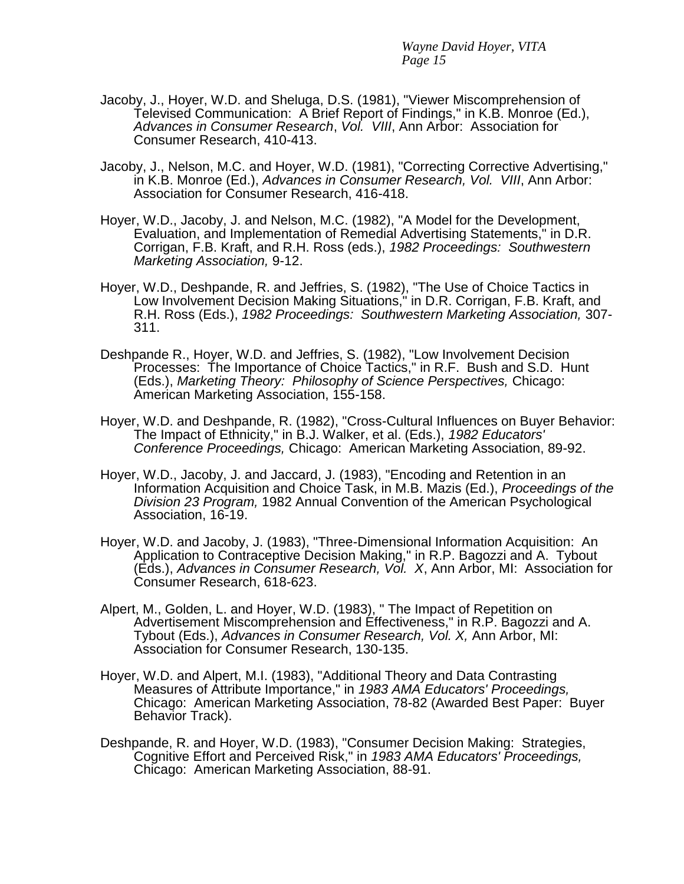Jacoby, J., Hoyer, W.D. and Sheluga, D.S. (1981), "Viewer Miscomprehension of Televised Communication: A Brief Report of Findings," in K.B. Monroe (Ed.), *Advances in Consumer Research*, *Vol. VIII*, Ann Arbor: Association for Consumer Research, 410-413.

Jacoby, J., Nelson, M.C. and Hoyer, W.D. (1981), "Correcting Corrective Advertising," in K.B. Monroe (Ed.), *Advances in Consumer Research, Vol. VIII*, Ann Arbor: Association for Consumer Research, 416-418.

Hoyer, W.D., Jacoby, J. and Nelson, M.C. (1982), "A Model for the Development, Evaluation, and Implementation of Remedial Advertising Statements," in D.R. Corrigan, F.B. Kraft, and R.H. Ross (eds.), *1982 Proceedings: Southwestern Marketing Association,* 9-12.

Hoyer, W.D., Deshpande, R. and Jeffries, S. (1982), "The Use of Choice Tactics in Low Involvement Decision Making Situations," in D.R. Corrigan, F.B. Kraft, and R.H. Ross (Eds.), *1982 Proceedings: Southwestern Marketing Association,* 307-311.

Deshpande R., Hoyer, W.D. and Jeffries, S. (1982), "Low Involvement Decision Processes: The Importance of Choice Tactics," in R.F. Bush and S.D. Hunt (Eds.), *Marketing Theory: Philosophy of Science Perspectives,* Chicago: American Marketing Association, 155-158.

Hoyer, W.D. and Deshpande, R. (1982), "Cross-Cultural Influences on Buyer Behavior: The Impact of Ethnicity," in B.J. Walker, et al. (Eds.), *1982 Educators' Conference Proceedings,* Chicago: American Marketing Association, 89-92.

Hoyer, W.D., Jacoby, J. and Jaccard, J. (1983), "Encoding and Retention in an Information Acquisition and Choice Task, in M.B. Mazis (Ed.), *Proceedings of the Division 23 Program,* 1982 Annual Convention of the American Psychological Association, 16-19.

Hoyer, W.D. and Jacoby, J. (1983), "Three-Dimensional Information Acquisition: An Application to Contraceptive Decision Making," in R.P. Bagozzi and A. Tybout (Eds.), *Advances in Consumer Research, Vol. X*, Ann Arbor, MI: Association for Consumer Research, 618-623.

Alpert, M., Golden, L. and Hoyer, W.D. (1983), " The Impact of Repetition on Advertisement Miscomprehension and Effectiveness," in R.P. Bagozzi and A. Tybout (Eds.), *Advances in Consumer Research, Vol. X,* Ann Arbor, MI: Association for Consumer Research, 130-135.

Hoyer, W.D. and Alpert, M.I. (1983), "Additional Theory and Data Contrasting Measures of Attribute Importance," in *1983 AMA Educators' Proceedings,* Chicago: American Marketing Association, 78-82 (Awarded Best Paper: Buyer Behavior Track).

Deshpande, R. and Hoyer, W.D. (1983), "Consumer Decision Making: Strategies, Cognitive Effort and Perceived Risk," in *1983 AMA Educators' Proceedings,* Chicago: American Marketing Association, 88-91.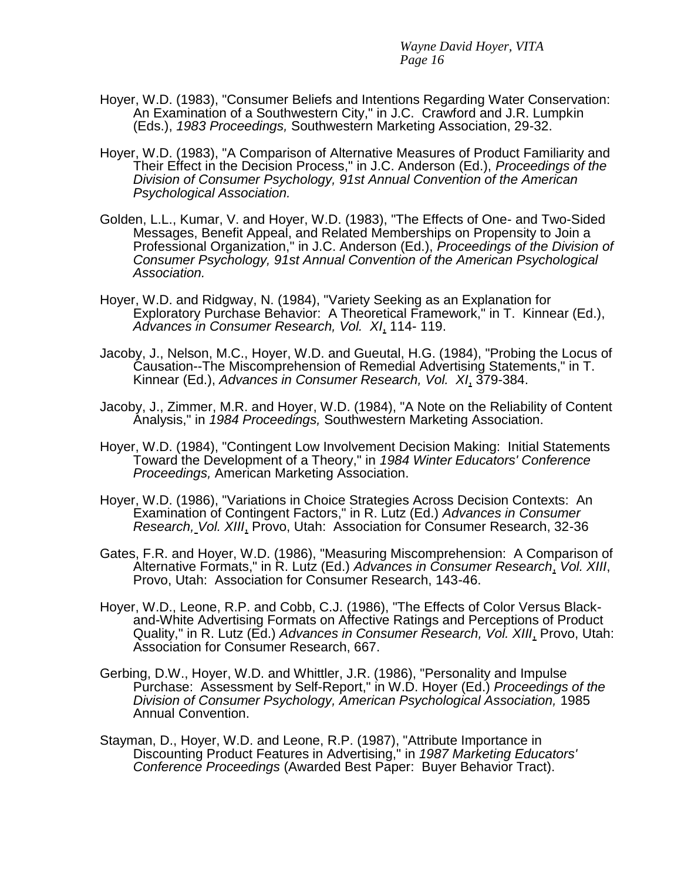Hoyer, W.D. (1983), "Consumer Beliefs and Intentions Regarding Water Conservation: An Examination of a Southwestern City," in J.C. Crawford and J.R. Lumpkin (Eds.), *1983 Proceedings,* Southwestern Marketing Association, 29-32.

Hoyer, W.D. (1983), "A Comparison of Alternative Measures of Product Familiarity and Their Effect in the Decision Process," in J.C. Anderson (Ed.), *Proceedings of the Division of Consumer Psychology, 91st Annual Convention of the American Psychological Association.*

Golden, L.L., Kumar, V. and Hoyer, W.D. (1983), "The Effects of One- and Two-Sided Messages, Benefit Appeal, and Related Memberships on Propensity to Join a Professional Organization," in J.C. Anderson (Ed.), *Proceedings of the Division of Consumer Psychology, 91st Annual Convention of the American Psychological Association.*

Hoyer, W.D. and Ridgway, N. (1984), "Variety Seeking as an Explanation for Exploratory Purchase Behavior: A Theoretical Framework," in T. Kinnear (Ed.), *Advances in Consumer Research, Vol. XI*, 114- 119.

Jacoby, J., Nelson, M.C., Hoyer, W.D. and Gueutal, H.G. (1984), "Probing the Locus of Causation--The Miscomprehension of Remedial Advertising Statements," in T. Kinnear (Ed.), *Advances in Consumer Research, Vol. XI*, 379-384.

Jacoby, J., Zimmer, M.R. and Hoyer, W.D. (1984), "A Note on the Reliability of Content Analysis," in *1984 Proceedings,* Southwestern Marketing Association.

Hoyer, W.D. (1984), "Contingent Low Involvement Decision Making: Initial Statements Toward the Development of a Theory," in *1984 Winter Educators' Conference Proceedings,* American Marketing Association.

Hoyer, W.D. (1986), "Variations in Choice Strategies Across Decision Contexts: An Examination of Contingent Factors," in R. Lutz (Ed.) *Advances in Consumer Research, Vol. XIII*, Provo, Utah: Association for Consumer Research, 32-36

Gates, F.R. and Hoyer, W.D. (1986), "Measuring Miscomprehension: A Comparison of Alternative Formats," in R. Lutz (Ed.) *Advances in Consumer Research*, *Vol. XIII*, Provo, Utah: Association for Consumer Research, 143-46.

Hoyer, W.D., Leone, R.P. and Cobb, C.J. (1986), "The Effects of Color Versus Black-and-White Advertising Formats on Affective Ratings and Perceptions of Product Quality," in R. Lutz (Ed.) *Advances in Consumer Research, Vol. XIII*, Provo, Utah: Association for Consumer Research, 667.

Gerbing, D.W., Hoyer, W.D. and Whittler, J.R. (1986), "Personality and Impulse Purchase: Assessment by Self-Report," in W.D. Hoyer (Ed.) *Proceedings of the Division of Consumer Psychology, American Psychological Association,* 1985 Annual Convention.

Stayman, D., Hoyer, W.D. and Leone, R.P. (1987), "Attribute Importance in Discounting Product Features in Advertising," in *1987 Marketing Educators' Conference Proceedings* (Awarded Best Paper: Buyer Behavior Tract).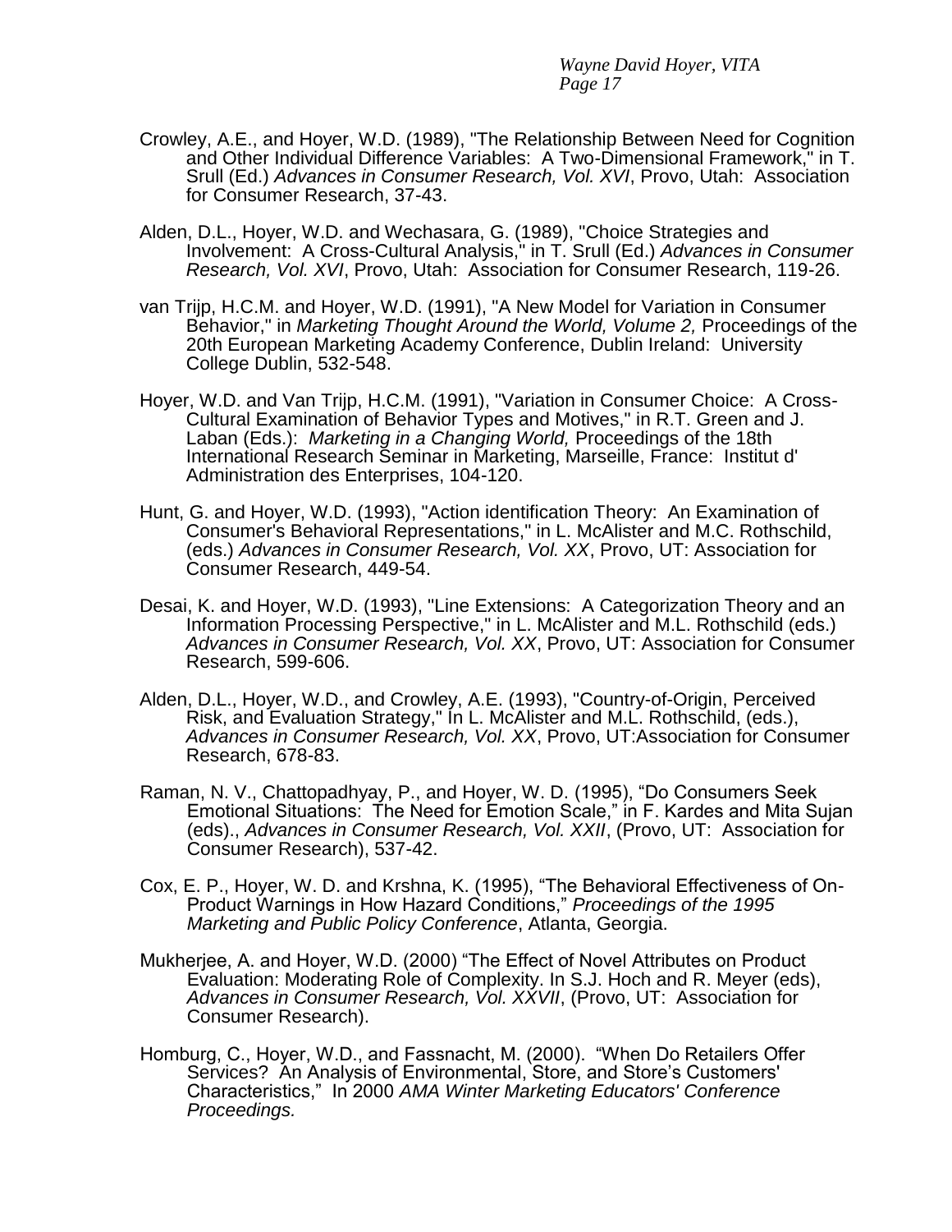Crowley, A.E., and Hoyer, W.D. (1989), "The Relationship Between Need for Cognition and Other Individual Difference Variables: A Two-Dimensional Framework," in T. Srull (Ed.) *Advances in Consumer Research, Vol. XVI*, Provo, Utah: Association for Consumer Research, 37-43.

Alden, D.L., Hoyer, W.D. and Wechasara, G. (1989), "Choice Strategies and Involvement: A Cross-Cultural Analysis," in T. Srull (Ed.) *Advances in Consumer Research, Vol. XVI*, Provo, Utah: Association for Consumer Research, 119-26.

van Trijp, H.C.M. and Hoyer, W.D. (1991), "A New Model for Variation in Consumer Behavior," in *Marketing Thought Around the World, Volume 2,* Proceedings of the 20th European Marketing Academy Conference, Dublin Ireland: University College Dublin, 532-548.

Hoyer, W.D. and Van Trijp, H.C.M. (1991), "Variation in Consumer Choice: A Cross-Cultural Examination of Behavior Types and Motives," in R.T. Green and J. Laban (Eds.): *Marketing in a Changing World,* Proceedings of the 18th International Research Seminar in Marketing, Marseille, France: Institut d' Administration des Enterprises, 104-120.

Hunt, G. and Hoyer, W.D. (1993), "Action identification Theory: An Examination of Consumer's Behavioral Representations," in L. McAlister and M.C. Rothschild, (eds.) *Advances in Consumer Research, Vol. XX*, Provo, UT: Association for Consumer Research, 449-54.

Desai, K. and Hoyer, W.D. (1993), "Line Extensions: A Categorization Theory and an Information Processing Perspective," in L. McAlister and M.L. Rothschild (eds.) *Advances in Consumer Research, Vol. XX*, Provo, UT: Association for Consumer Research, 599-606.

Alden, D.L., Hoyer, W.D., and Crowley, A.E. (1993), "Country-of-Origin, Perceived Risk, and Evaluation Strategy," In L. McAlister and M.L. Rothschild, (eds.), *Advances in Consumer Research, Vol. XX*, Provo, UT:Association for Consumer Research, 678-83.

Raman, N. V., Chattopadhyay, P., and Hoyer, W. D. (1995), "Do Consumers Seek Emotional Situations: The Need for Emotion Scale," in F. Kardes and Mita Sujan (eds)., *Advances in Consumer Research, Vol. XXII*, (Provo, UT: Association for Consumer Research), 537-42.

Cox, E. P., Hoyer, W. D. and Krshna, K. (1995), "The Behavioral Effectiveness of On-Product Warnings in How Hazard Conditions," *Proceedings of the 1995 Marketing and Public Policy Conference*, Atlanta, Georgia.

Mukherjee, A. and Hoyer, W.D. (2000) "The Effect of Novel Attributes on Product Evaluation: Moderating Role of Complexity. In S.J. Hoch and R. Meyer (eds), *Advances in Consumer Research, Vol. XXVII*, (Provo, UT: Association for Consumer Research).

Homburg, C., Hoyer, W.D., and Fassnacht, M. (2000). "When Do Retailers Offer Services? An Analysis of Environmental, Store, and Store's Customers' Characteristics," In 2000 *AMA Winter Marketing Educators' Conference Proceedings.*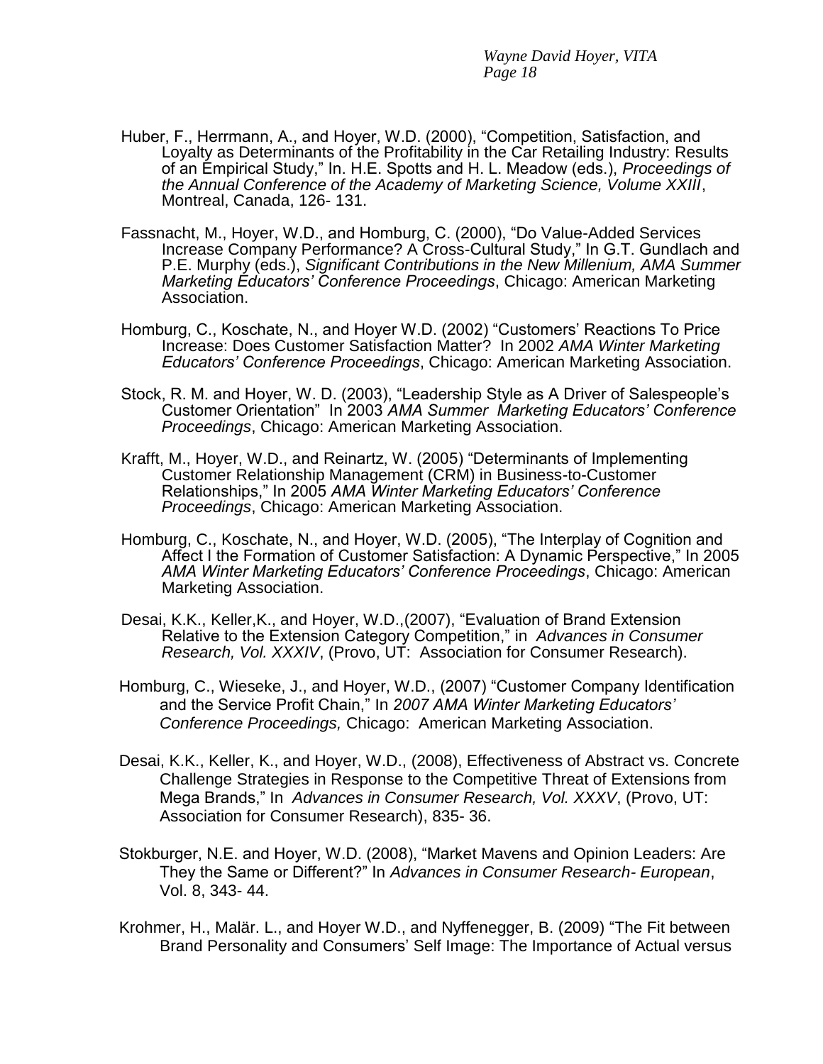Huber, F., Herrmann, A., and Hoyer, W.D. (2000), "Competition, Satisfaction, and Loyalty as Determinants of the Profitability in the Car Retailing Industry: Results of an Empirical Study," In. H.E. Spotts and H. L. Meadow (eds.), *Proceedings of the Annual Conference of the Academy of Marketing Science, Volume XXIII*, Montreal, Canada, 126- 131.

Fassnacht, M., Hoyer, W.D., and Homburg, C. (2000), "Do Value-Added Services Increase Company Performance? A Cross-Cultural Study," In G.T. Gundlach and P.E. Murphy (eds.), *Significant Contributions in the New Millenium, AMA Summer Marketing Educators' Conference Proceedings*, Chicago: American Marketing Association.

Homburg, C., Koschate, N., and Hoyer W.D. (2002) "Customers' Reactions To Price Increase: Does Customer Satisfaction Matter? In 2002 *AMA Winter Marketing Educators' Conference Proceedings*, Chicago: American Marketing Association.

Stock, R. M. and Hoyer, W. D. (2003), "Leadership Style as A Driver of Salespeople's Customer Orientation" In 2003 *AMA Summer Marketing Educators' Conference Proceedings*, Chicago: American Marketing Association.

Krafft, M., Hoyer, W.D., and Reinartz, W. (2005) "Determinants of Implementing Customer Relationship Management (CRM) in Business-to-Customer Relationships," In 2005 *AMA Winter Marketing Educators' Conference Proceedings*, Chicago: American Marketing Association.

Homburg, C., Koschate, N., and Hoyer, W.D. (2005), "The Interplay of Cognition and Affect I the Formation of Customer Satisfaction: A Dynamic Perspective," In 2005 *AMA Winter Marketing Educators' Conference Proceedings*, Chicago: American Marketing Association.

Desai, K.K., Keller,K., and Hoyer, W.D.,(2007), "Evaluation of Brand Extension Relative to the Extension Category Competition," in *Advances in Consumer Research, Vol. XXXIV*, (Provo, UT: Association for Consumer Research).

Homburg, C., Wieseke, J., and Hoyer, W.D., (2007) "Customer Company Identification and the Service Profit Chain," In *2007 AMA Winter Marketing Educators' Conference Proceedings,* Chicago: American Marketing Association.

Desai, K.K., Keller, K., and Hoyer, W.D., (2008), Effectiveness of Abstract vs. Concrete Challenge Strategies in Response to the Competitive Threat of Extensions from Mega Brands," In *Advances in Consumer Research, Vol. XXXV*, (Provo, UT: Association for Consumer Research), 835- 36.

Stokburger, N.E. and Hoyer, W.D. (2008), "Market Mavens and Opinion Leaders: Are They the Same or Different?" In *Advances in Consumer Research- European*, Vol. 8, 343- 44.

Krohmer, H., Malär. L., and Hoyer W.D., and Nyffenegger, B. (2009) "The Fit between Brand Personality and Consumers' Self Image: The Importance of Actual versus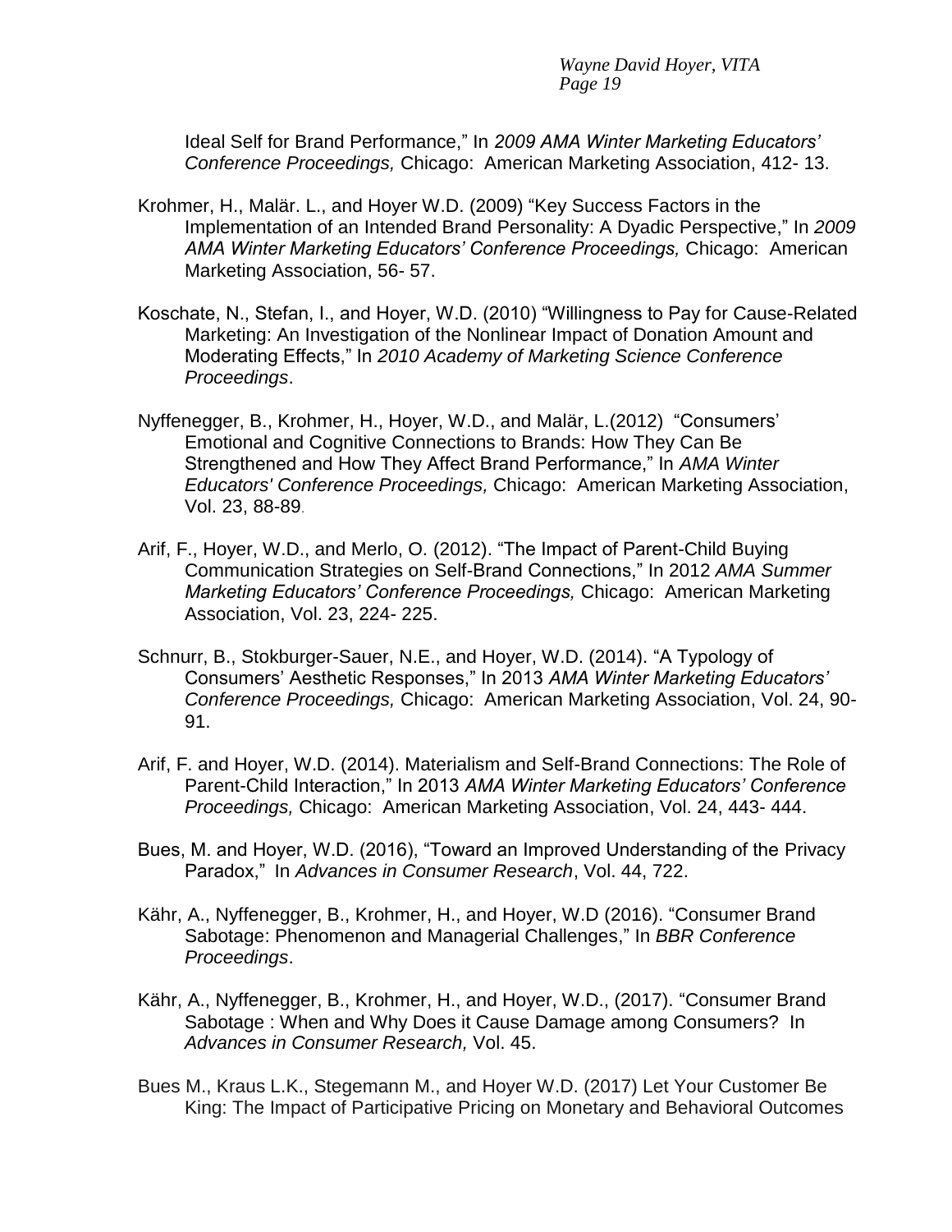Ideal Self for Brand Performance," In *2009 AMA Winter Marketing Educators' Conference Proceedings,* Chicago: American Marketing Association, 412- 13.

Krohmer, H., Malär. L., and Hoyer W.D. (2009) "Key Success Factors in the Implementation of an Intended Brand Personality: A Dyadic Perspective," In *2009 AMA Winter Marketing Educators' Conference Proceedings,* Chicago: American Marketing Association, 56- 57.

Koschate, N., Stefan, I., and Hoyer, W.D. (2010) "Willingness to Pay for Cause-Related Marketing: An Investigation of the Nonlinear Impact of Donation Amount and Moderating Effects," In *2010 Academy of Marketing Science Conference Proceedings*.

Nyffenegger, B., Krohmer, H., Hoyer, W.D., and Malär, L.(2012) "Consumers' Emotional and Cognitive Connections to Brands: How They Can Be Strengthened and How They Affect Brand Performance," In *AMA Winter Educators' Conference Proceedings,* Chicago: American Marketing Association, Vol. 23, 88-89.

Arif, F., Hoyer, W.D., and Merlo, O. (2012). "The Impact of Parent-Child Buying Communication Strategies on Self-Brand Connections," In 2012 *AMA Summer Marketing Educators' Conference Proceedings,* Chicago: American Marketing Association, Vol. 23, 224- 225.

Schnurr, B., Stokburger-Sauer, N.E., and Hoyer, W.D. (2014). "A Typology of Consumers' Aesthetic Responses," In 2013 *AMA Winter Marketing Educators' Conference Proceedings,* Chicago: American Marketing Association, Vol. 24, 90- 91.

Arif, F. and Hoyer, W.D. (2014). Materialism and Self-Brand Connections: The Role of Parent-Child Interaction," In 2013 *AMA Winter Marketing Educators' Conference Proceedings,* Chicago: American Marketing Association, Vol. 24, 443- 444.

Bues, M. and Hoyer, W.D. (2016), "Toward an Improved Understanding of the Privacy Paradox," In *Advances in Consumer Research*, Vol. 44, 722.

Kähr, A., Nyffenegger, B., Krohmer, H., and Hoyer, W.D (2016). "Consumer Brand Sabotage: Phenomenon and Managerial Challenges," In *BBR Conference Proceedings*.

Kähr, A., Nyffenegger, B., Krohmer, H., and Hoyer, W.D., (2017). "Consumer Brand Sabotage : When and Why Does it Cause Damage among Consumers? In *Advances in Consumer Research,* Vol. 45.

Bues M., Kraus L.K., Stegemann M., and Hoyer W.D. (2017) Let Your Customer Be King: The Impact of Participative Pricing on Monetary and Behavioral Outcomes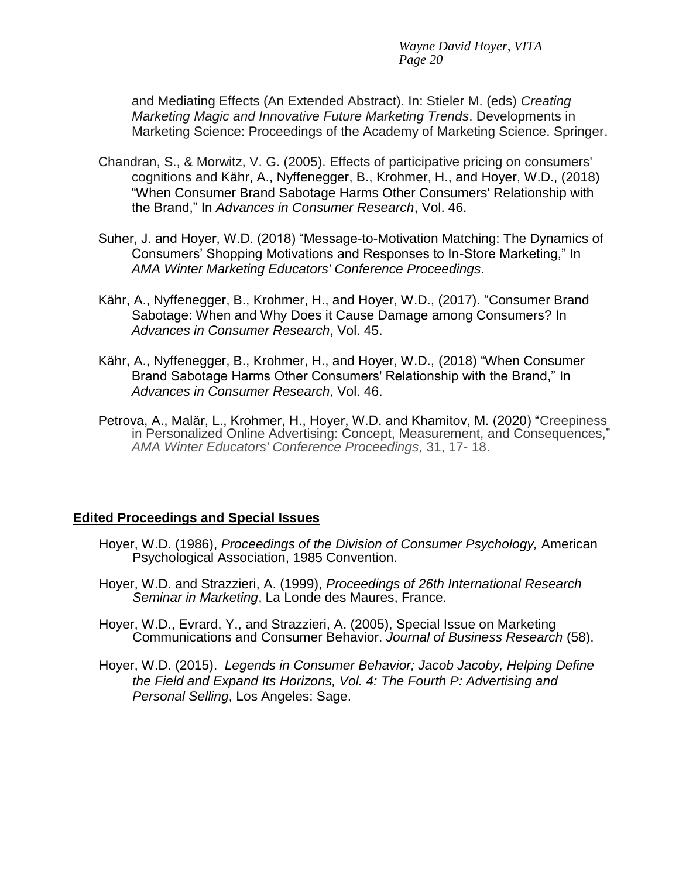and Mediating Effects (An Extended Abstract). In: Stieler M. (eds) *Creating Marketing Magic and Innovative Future Marketing Trends*. Developments in Marketing Science: Proceedings of the Academy of Marketing Science. Springer.

Chandran, S., & Morwitz, V. G. (2005). Effects of participative pricing on consumers' cognitions and Kähr, A., Nyffenegger, B., Krohmer, H., and Hoyer, W.D., (2018) "When Consumer Brand Sabotage Harms Other Consumers' Relationship with the Brand," In *Advances in Consumer Research*, Vol. 46.

Suher, J. and Hoyer, W.D. (2018) "Message-to-Motivation Matching: The Dynamics of Consumers' Shopping Motivations and Responses to In-Store Marketing," In *AMA Winter Marketing Educators' Conference Proceedings*.

Kähr, A., Nyffenegger, B., Krohmer, H., and Hoyer, W.D., (2017). "Consumer Brand Sabotage: When and Why Does it Cause Damage among Consumers? In *Advances in Consumer Research*, Vol. 45.

Kähr, A., Nyffenegger, B., Krohmer, H., and Hoyer, W.D., (2018) "When Consumer Brand Sabotage Harms Other Consumers' Relationship with the Brand," In *Advances in Consumer Research*, Vol. 46.

Petrova, A., Malär, L., Krohmer, H., Hoyer, W.D. and Khamitov, M. (2020) "Creepiness in Personalized Online Advertising: Concept, Measurement, and Consequences," *AMA Winter Educators' Conference Proceedings,* 31, 17- 18.

## Edited Proceedings and Special Issues

Hoyer, W.D. (1986), *Proceedings of the Division of Consumer Psychology,* American Psychological Association, 1985 Convention.

Hoyer, W.D. and Strazzieri, A. (1999), *Proceedings of 26th International Research Seminar in Marketing*, La Londe des Maures, France.

Hoyer, W.D., Evrard, Y., and Strazzieri, A. (2005), Special Issue on Marketing Communications and Consumer Behavior. *Journal of Business Research* (58).

Hoyer, W.D. (2015). *Legends in Consumer Behavior; Jacob Jacoby, Helping Define the Field and Expand Its Horizons, Vol. 4: The Fourth P: Advertising and Personal Selling*, Los Angeles: Sage.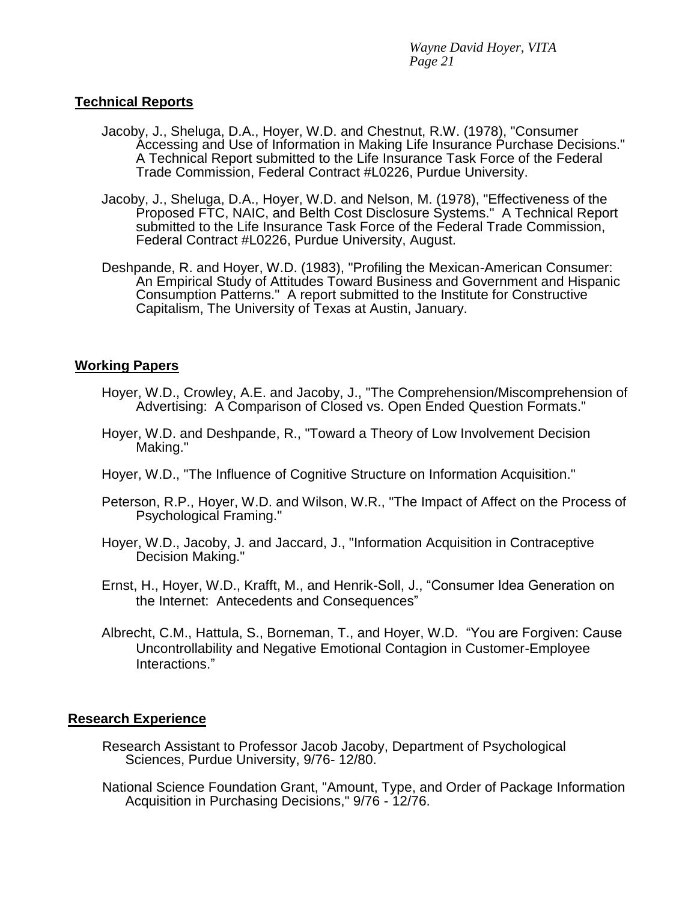## Technical Reports

Jacoby, J., Sheluga, D.A., Hoyer, W.D. and Chestnut, R.W. (1978), "Consumer Accessing and Use of Information in Making Life Insurance Purchase Decisions." A Technical Report submitted to the Life Insurance Task Force of the Federal Trade Commission, Federal Contract #L0226, Purdue University.

Jacoby, J., Sheluga, D.A., Hoyer, W.D. and Nelson, M. (1978), "Effectiveness of the Proposed FTC, NAIC, and Belth Cost Disclosure Systems." A Technical Report submitted to the Life Insurance Task Force of the Federal Trade Commission, Federal Contract #L0226, Purdue University, August.

Deshpande, R. and Hoyer, W.D. (1983), "Profiling the Mexican-American Consumer: An Empirical Study of Attitudes Toward Business and Government and Hispanic Consumption Patterns." A report submitted to the Institute for Constructive Capitalism, The University of Texas at Austin, January.

## Working Papers

Hoyer, W.D., Crowley, A.E. and Jacoby, J., "The Comprehension/Miscomprehension of Advertising: A Comparison of Closed vs. Open Ended Question Formats."

Hoyer, W.D. and Deshpande, R., "Toward a Theory of Low Involvement Decision Making."

Hoyer, W.D., "The Influence of Cognitive Structure on Information Acquisition."

Peterson, R.P., Hoyer, W.D. and Wilson, W.R., "The Impact of Affect on the Process of Psychological Framing."

Hoyer, W.D., Jacoby, J. and Jaccard, J., "Information Acquisition in Contraceptive Decision Making."

Ernst, H., Hoyer, W.D., Krafft, M., and Henrik-Soll, J., "Consumer Idea Generation on the Internet: Antecedents and Consequences"

Albrecht, C.M., Hattula, S., Borneman, T., and Hoyer, W.D. "You are Forgiven: Cause Uncontrollability and Negative Emotional Contagion in Customer-Employee Interactions."

## Research Experience

Research Assistant to Professor Jacob Jacoby, Department of Psychological Sciences, Purdue University, 9/76- 12/80.

National Science Foundation Grant, "Amount, Type, and Order of Package Information Acquisition in Purchasing Decisions," 9/76 - 12/76.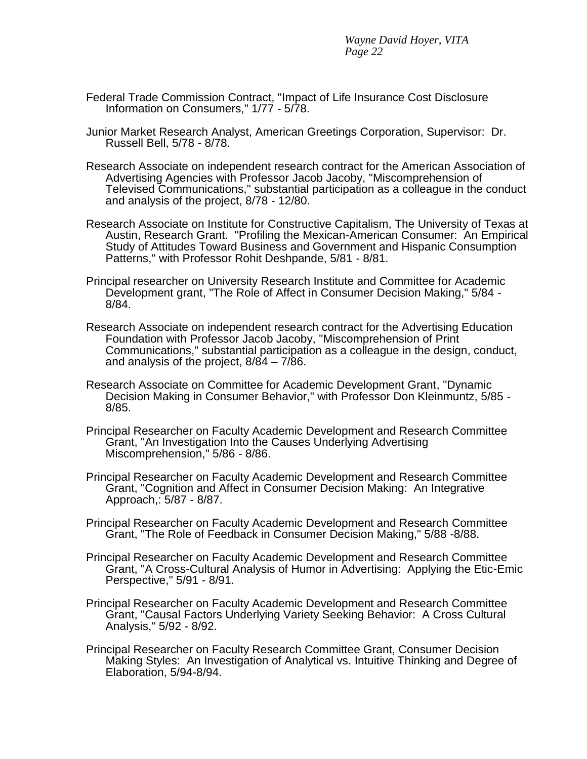Federal Trade Commission Contract, "Impact of Life Insurance Cost Disclosure Information on Consumers," 1/77 - 5/78.

Junior Market Research Analyst, American Greetings Corporation, Supervisor: Dr. Russell Bell, 5/78 - 8/78.

Research Associate on independent research contract for the American Association of Advertising Agencies with Professor Jacob Jacoby, "Miscomprehension of Televised Communications," substantial participation as a colleague in the conduct and analysis of the project, 8/78 - 12/80.

Research Associate on Institute for Constructive Capitalism, The University of Texas at Austin, Research Grant. "Profiling the Mexican-American Consumer: An Empirical Study of Attitudes Toward Business and Government and Hispanic Consumption Patterns," with Professor Rohit Deshpande, 5/81 - 8/81.

Principal researcher on University Research Institute and Committee for Academic Development grant, "The Role of Affect in Consumer Decision Making," 5/84 - 8/84.

Research Associate on independent research contract for the Advertising Education Foundation with Professor Jacob Jacoby, "Miscomprehension of Print Communications," substantial participation as a colleague in the design, conduct, and analysis of the project, 8/84 – 7/86.

Research Associate on Committee for Academic Development Grant, "Dynamic Decision Making in Consumer Behavior," with Professor Don Kleinmuntz, 5/85 - 8/85.

Principal Researcher on Faculty Academic Development and Research Committee Grant, "An Investigation Into the Causes Underlying Advertising Miscomprehension," 5/86 - 8/86.

Principal Researcher on Faculty Academic Development and Research Committee Grant, "Cognition and Affect in Consumer Decision Making: An Integrative Approach,: 5/87 - 8/87.

Principal Researcher on Faculty Academic Development and Research Committee Grant, "The Role of Feedback in Consumer Decision Making," 5/88 -8/88.

Principal Researcher on Faculty Academic Development and Research Committee Grant, "A Cross-Cultural Analysis of Humor in Advertising: Applying the Etic-Emic Perspective," 5/91 - 8/91.

Principal Researcher on Faculty Academic Development and Research Committee Grant, "Causal Factors Underlying Variety Seeking Behavior: A Cross Cultural Analysis," 5/92 - 8/92.

Principal Researcher on Faculty Research Committee Grant, Consumer Decision Making Styles: An Investigation of Analytical vs. Intuitive Thinking and Degree of Elaboration, 5/94-8/94.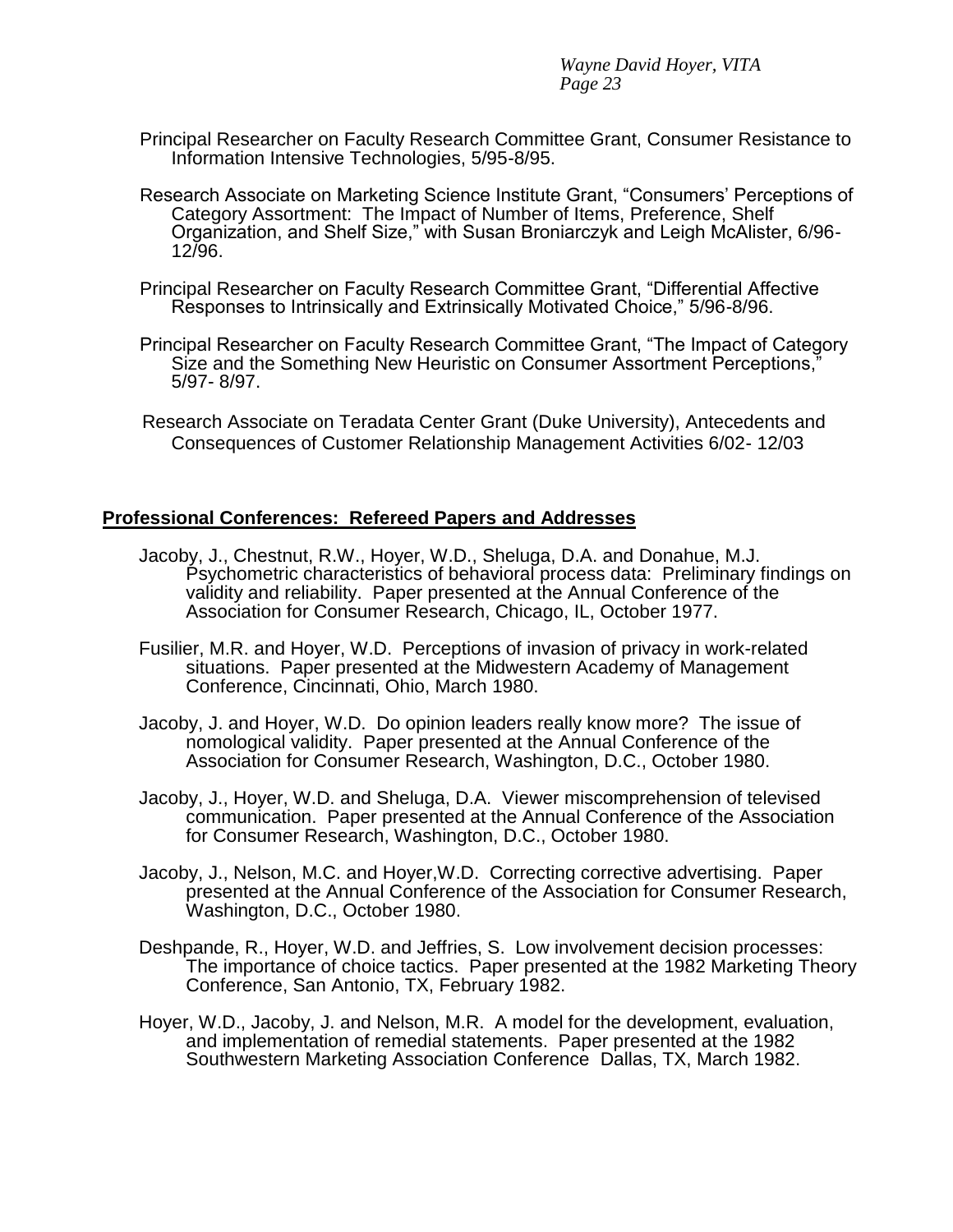Principal Researcher on Faculty Research Committee Grant, Consumer Resistance to Information Intensive Technologies, 5/95-8/95.

Research Associate on Marketing Science Institute Grant, "Consumers' Perceptions of Category Assortment: The Impact of Number of Items, Preference, Shelf Organization, and Shelf Size," with Susan Broniarczyk and Leigh McAlister, 6/96-12/96.

Principal Researcher on Faculty Research Committee Grant, "Differential Affective Responses to Intrinsically and Extrinsically Motivated Choice," 5/96-8/96.

Principal Researcher on Faculty Research Committee Grant, "The Impact of Category Size and the Something New Heuristic on Consumer Assortment Perceptions," 5/97- 8/97.

Research Associate on Teradata Center Grant (Duke University), Antecedents and Consequences of Customer Relationship Management Activities 6/02- 12/03

## Professional Conferences: Refereed Papers and Addresses

Jacoby, J., Chestnut, R.W., Hoyer, W.D., Sheluga, D.A. and Donahue, M.J. Psychometric characteristics of behavioral process data: Preliminary findings on validity and reliability. Paper presented at the Annual Conference of the Association for Consumer Research, Chicago, IL, October 1977.

Fusilier, M.R. and Hoyer, W.D. Perceptions of invasion of privacy in work-related situations. Paper presented at the Midwestern Academy of Management Conference, Cincinnati, Ohio, March 1980.

Jacoby, J. and Hoyer, W.D. Do opinion leaders really know more? The issue of nomological validity. Paper presented at the Annual Conference of the Association for Consumer Research, Washington, D.C., October 1980.

Jacoby, J., Hoyer, W.D. and Sheluga, D.A. Viewer miscomprehension of televised communication. Paper presented at the Annual Conference of the Association for Consumer Research, Washington, D.C., October 1980.

Jacoby, J., Nelson, M.C. and Hoyer,W.D. Correcting corrective advertising. Paper presented at the Annual Conference of the Association for Consumer Research, Washington, D.C., October 1980.

Deshpande, R., Hoyer, W.D. and Jeffries, S. Low involvement decision processes: The importance of choice tactics. Paper presented at the 1982 Marketing Theory Conference, San Antonio, TX, February 1982.

Hoyer, W.D., Jacoby, J. and Nelson, M.R. A model for the development, evaluation, and implementation of remedial statements. Paper presented at the 1982 Southwestern Marketing Association Conference Dallas, TX, March 1982.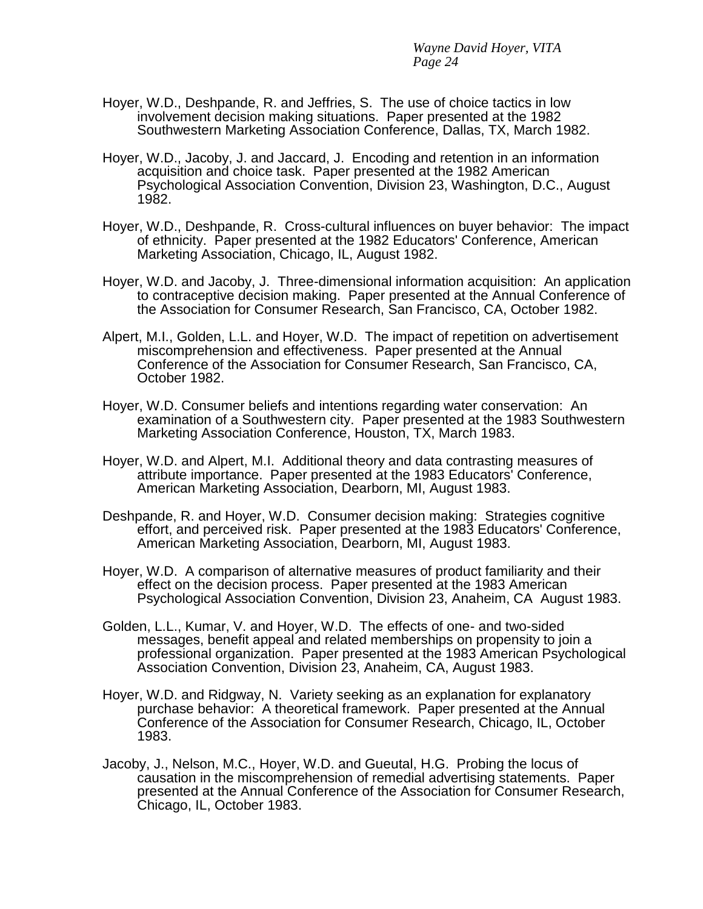Hoyer, W.D., Deshpande, R. and Jeffries, S. The use of choice tactics in low involvement decision making situations. Paper presented at the 1982 Southwestern Marketing Association Conference, Dallas, TX, March 1982.

Hoyer, W.D., Jacoby, J. and Jaccard, J. Encoding and retention in an information acquisition and choice task. Paper presented at the 1982 American Psychological Association Convention, Division 23, Washington, D.C., August 1982.

Hoyer, W.D., Deshpande, R. Cross-cultural influences on buyer behavior: The impact of ethnicity. Paper presented at the 1982 Educators' Conference, American Marketing Association, Chicago, IL, August 1982.

Hoyer, W.D. and Jacoby, J. Three-dimensional information acquisition: An application to contraceptive decision making. Paper presented at the Annual Conference of the Association for Consumer Research, San Francisco, CA, October 1982.

Alpert, M.I., Golden, L.L. and Hoyer, W.D. The impact of repetition on advertisement miscomprehension and effectiveness. Paper presented at the Annual Conference of the Association for Consumer Research, San Francisco, CA, October 1982.

Hoyer, W.D. Consumer beliefs and intentions regarding water conservation: An examination of a Southwestern city. Paper presented at the 1983 Southwestern Marketing Association Conference, Houston, TX, March 1983.

Hoyer, W.D. and Alpert, M.I. Additional theory and data contrasting measures of attribute importance. Paper presented at the 1983 Educators' Conference, American Marketing Association, Dearborn, MI, August 1983.

Deshpande, R. and Hoyer, W.D. Consumer decision making: Strategies cognitive effort, and perceived risk. Paper presented at the 1983 Educators' Conference, American Marketing Association, Dearborn, MI, August 1983.

Hoyer, W.D. A comparison of alternative measures of product familiarity and their effect on the decision process. Paper presented at the 1983 American Psychological Association Convention, Division 23, Anaheim, CA August 1983.

Golden, L.L., Kumar, V. and Hoyer, W.D. The effects of one- and two-sided messages, benefit appeal and related memberships on propensity to join a professional organization. Paper presented at the 1983 American Psychological Association Convention, Division 23, Anaheim, CA, August 1983.

Hoyer, W.D. and Ridgway, N. Variety seeking as an explanation for explanatory purchase behavior: A theoretical framework. Paper presented at the Annual Conference of the Association for Consumer Research, Chicago, IL, October 1983.

Jacoby, J., Nelson, M.C., Hoyer, W.D. and Gueutal, H.G. Probing the locus of causation in the miscomprehension of remedial advertising statements. Paper presented at the Annual Conference of the Association for Consumer Research, Chicago, IL, October 1983.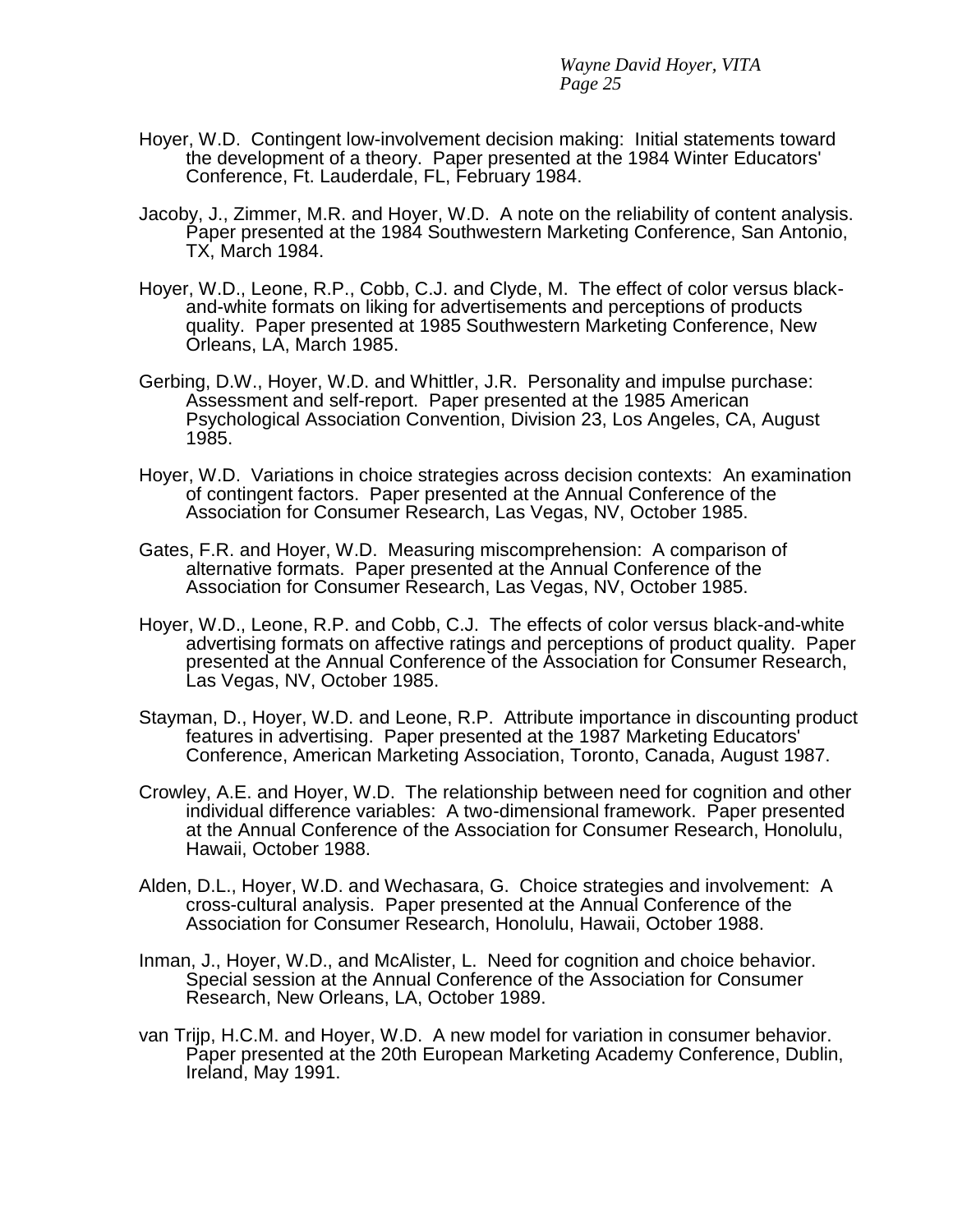Hoyer, W.D. Contingent low-involvement decision making: Initial statements toward the development of a theory. Paper presented at the 1984 Winter Educators' Conference, Ft. Lauderdale, FL, February 1984.

Jacoby, J., Zimmer, M.R. and Hoyer, W.D. A note on the reliability of content analysis. Paper presented at the 1984 Southwestern Marketing Conference, San Antonio, TX, March 1984.

Hoyer, W.D., Leone, R.P., Cobb, C.J. and Clyde, M. The effect of color versus black-and-white formats on liking for advertisements and perceptions of products quality. Paper presented at 1985 Southwestern Marketing Conference, New Orleans, LA, March 1985.

Gerbing, D.W., Hoyer, W.D. and Whittler, J.R. Personality and impulse purchase: Assessment and self-report. Paper presented at the 1985 American Psychological Association Convention, Division 23, Los Angeles, CA, August 1985.

Hoyer, W.D. Variations in choice strategies across decision contexts: An examination of contingent factors. Paper presented at the Annual Conference of the Association for Consumer Research, Las Vegas, NV, October 1985.

Gates, F.R. and Hoyer, W.D. Measuring miscomprehension: A comparison of alternative formats. Paper presented at the Annual Conference of the Association for Consumer Research, Las Vegas, NV, October 1985.

Hoyer, W.D., Leone, R.P. and Cobb, C.J. The effects of color versus black-and-white advertising formats on affective ratings and perceptions of product quality. Paper presented at the Annual Conference of the Association for Consumer Research, Las Vegas, NV, October 1985.

Stayman, D., Hoyer, W.D. and Leone, R.P. Attribute importance in discounting product features in advertising. Paper presented at the 1987 Marketing Educators' Conference, American Marketing Association, Toronto, Canada, August 1987.

Crowley, A.E. and Hoyer, W.D. The relationship between need for cognition and other individual difference variables: A two-dimensional framework. Paper presented at the Annual Conference of the Association for Consumer Research, Honolulu, Hawaii, October 1988.

Alden, D.L., Hoyer, W.D. and Wechasara, G. Choice strategies and involvement: A cross-cultural analysis. Paper presented at the Annual Conference of the Association for Consumer Research, Honolulu, Hawaii, October 1988.

Inman, J., Hoyer, W.D., and McAlister, L. Need for cognition and choice behavior. Special session at the Annual Conference of the Association for Consumer Research, New Orleans, LA, October 1989.

van Trijp, H.C.M. and Hoyer, W.D. A new model for variation in consumer behavior. Paper presented at the 20th European Marketing Academy Conference, Dublin, Ireland, May 1991.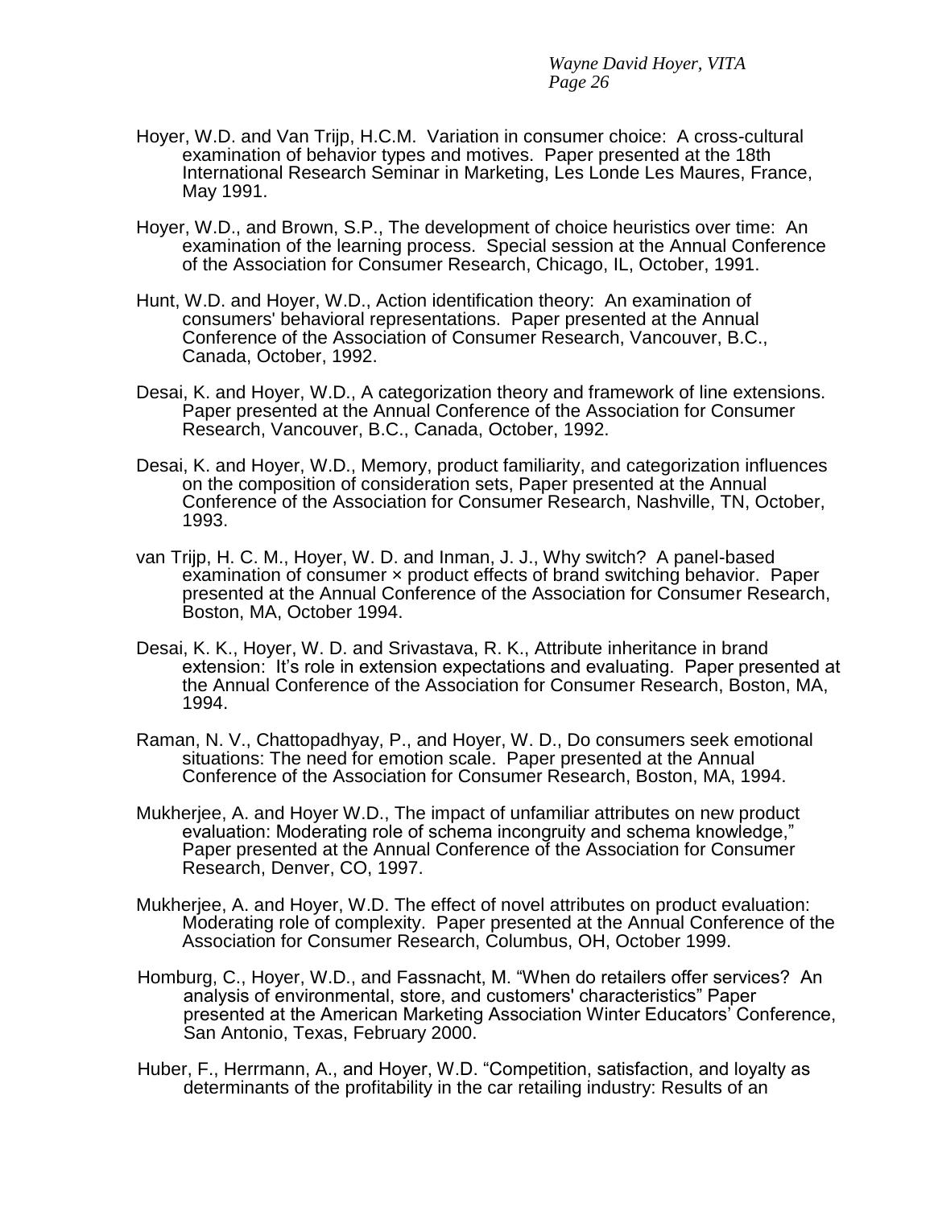Hoyer, W.D. and Van Trijp, H.C.M. Variation in consumer choice: A cross-cultural examination of behavior types and motives. Paper presented at the 18th International Research Seminar in Marketing, Les Londe Les Maures, France, May 1991.

Hoyer, W.D., and Brown, S.P., The development of choice heuristics over time: An examination of the learning process. Special session at the Annual Conference of the Association for Consumer Research, Chicago, IL, October, 1991.

Hunt, W.D. and Hoyer, W.D., Action identification theory: An examination of consumers' behavioral representations. Paper presented at the Annual Conference of the Association of Consumer Research, Vancouver, B.C., Canada, October, 1992.

Desai, K. and Hoyer, W.D., A categorization theory and framework of line extensions. Paper presented at the Annual Conference of the Association for Consumer Research, Vancouver, B.C., Canada, October, 1992.

Desai, K. and Hoyer, W.D., Memory, product familiarity, and categorization influences on the composition of consideration sets, Paper presented at the Annual Conference of the Association for Consumer Research, Nashville, TN, October, 1993.

van Trijp, H. C. M., Hoyer, W. D. and Inman, J. J., Why switch? A panel-based examination of consumer × product effects of brand switching behavior. Paper presented at the Annual Conference of the Association for Consumer Research, Boston, MA, October 1994.

Desai, K. K., Hoyer, W. D. and Srivastava, R. K., Attribute inheritance in brand extension: It's role in extension expectations and evaluating. Paper presented at the Annual Conference of the Association for Consumer Research, Boston, MA, 1994.

Raman, N. V., Chattopadhyay, P., and Hoyer, W. D., Do consumers seek emotional situations: The need for emotion scale. Paper presented at the Annual Conference of the Association for Consumer Research, Boston, MA, 1994.

Mukherjee, A. and Hoyer W.D., The impact of unfamiliar attributes on new product evaluation: Moderating role of schema incongruity and schema knowledge," Paper presented at the Annual Conference of the Association for Consumer Research, Denver, CO, 1997.

Mukherjee, A. and Hoyer, W.D. The effect of novel attributes on product evaluation: Moderating role of complexity. Paper presented at the Annual Conference of the Association for Consumer Research, Columbus, OH, October 1999.

Homburg, C., Hoyer, W.D., and Fassnacht, M. "When do retailers offer services? An analysis of environmental, store, and customers' characteristics" Paper presented at the American Marketing Association Winter Educators' Conference, San Antonio, Texas, February 2000.

Huber, F., Herrmann, A., and Hoyer, W.D. "Competition, satisfaction, and loyalty as determinants of the profitability in the car retailing industry: Results of an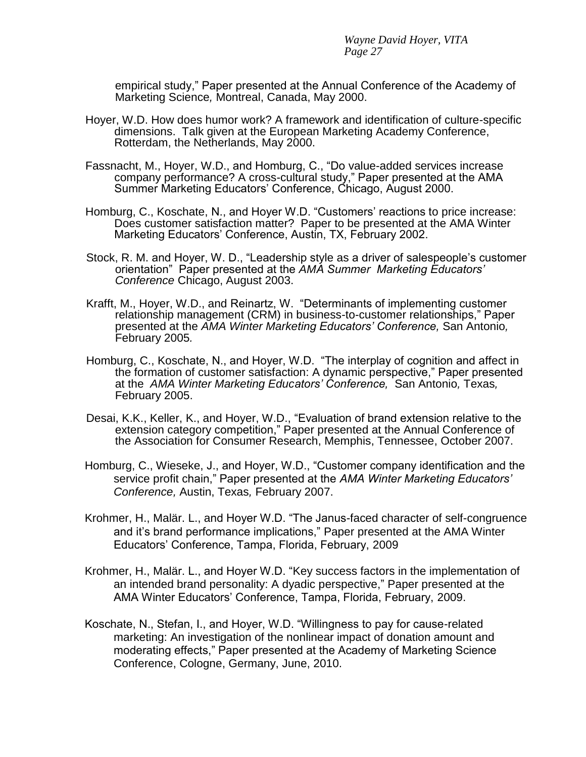empirical study," Paper presented at the Annual Conference of the Academy of Marketing Science*,* Montreal, Canada, May 2000.

Hoyer, W.D. How does humor work? A framework and identification of culture-specific dimensions. Talk given at the European Marketing Academy Conference, Rotterdam, the Netherlands, May 2000.

Fassnacht, M., Hoyer, W.D., and Homburg, C., "Do value-added services increase company performance? A cross-cultural study," Paper presented at the AMA Summer Marketing Educators' Conference, Chicago, August 2000.

Homburg, C., Koschate, N., and Hoyer W.D. "Customers' reactions to price increase: Does customer satisfaction matter? Paper to be presented at the AMA Winter Marketing Educators' Conference, Austin, TX, February 2002.

Stock, R. M. and Hoyer, W. D., "Leadership style as a driver of salespeople's customer orientation" Paper presented at the *AMA Summer Marketing Educators' Conference* Chicago, August 2003.

Krafft, M., Hoyer, W.D., and Reinartz, W. "Determinants of implementing customer relationship management (CRM) in business-to-customer relationships," Paper presented at the *AMA Winter Marketing Educators' Conference,* San Antonio*,* February 2005*.*

Homburg, C., Koschate, N., and Hoyer, W.D. "The interplay of cognition and affect in the formation of customer satisfaction: A dynamic perspective," Paper presented at the *AMA Winter Marketing Educators' Conference,* San Antonio*,* Texas*,* February 2005.

Desai, K.K., Keller, K., and Hoyer, W.D., "Evaluation of brand extension relative to the extension category competition," Paper presented at the Annual Conference of the Association for Consumer Research, Memphis, Tennessee, October 2007.

Homburg, C., Wieseke, J., and Hoyer, W.D., "Customer company identification and the service profit chain," Paper presented at the *AMA Winter Marketing Educators' Conference,* Austin, Texas*,* February 2007.

Krohmer, H., Malär. L., and Hoyer W.D. "The Janus-faced character of self-congruence and it's brand performance implications," Paper presented at the AMA Winter Educators' Conference, Tampa, Florida, February, 2009

Krohmer, H., Malär. L., and Hoyer W.D. "Key success factors in the implementation of an intended brand personality: A dyadic perspective," Paper presented at the AMA Winter Educators' Conference, Tampa, Florida, February, 2009.

Koschate, N., Stefan, I., and Hoyer, W.D. "Willingness to pay for cause-related marketing: An investigation of the nonlinear impact of donation amount and moderating effects," Paper presented at the Academy of Marketing Science Conference, Cologne, Germany, June, 2010.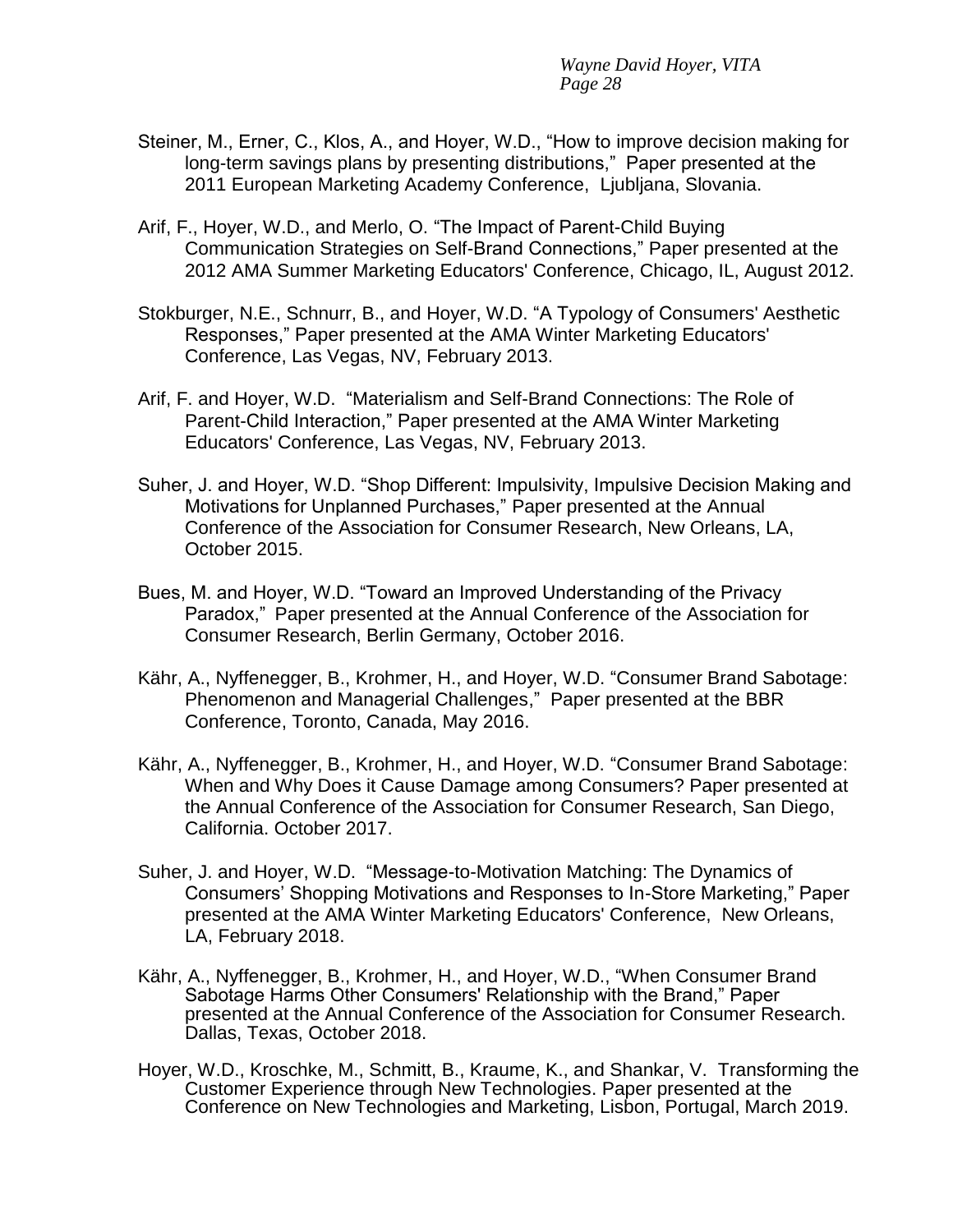Steiner, M., Erner, C., Klos, A., and Hoyer, W.D., "How to improve decision making for long-term savings plans by presenting distributions," Paper presented at the 2011 European Marketing Academy Conference, Ljubljana, Slovania.

Arif, F., Hoyer, W.D., and Merlo, O. "The Impact of Parent-Child Buying Communication Strategies on Self-Brand Connections," Paper presented at the 2012 AMA Summer Marketing Educators' Conference, Chicago, IL, August 2012.

Stokburger, N.E., Schnurr, B., and Hoyer, W.D. "A Typology of Consumers' Aesthetic Responses," Paper presented at the AMA Winter Marketing Educators' Conference, Las Vegas, NV, February 2013.

Arif, F. and Hoyer, W.D. "Materialism and Self-Brand Connections: The Role of Parent-Child Interaction," Paper presented at the AMA Winter Marketing Educators' Conference, Las Vegas, NV, February 2013.

Suher, J. and Hoyer, W.D. "Shop Different: Impulsivity, Impulsive Decision Making and Motivations for Unplanned Purchases," Paper presented at the Annual Conference of the Association for Consumer Research, New Orleans, LA, October 2015.

Bues, M. and Hoyer, W.D. "Toward an Improved Understanding of the Privacy Paradox," Paper presented at the Annual Conference of the Association for Consumer Research, Berlin Germany, October 2016.

Kähr, A., Nyffenegger, B., Krohmer, H., and Hoyer, W.D. "Consumer Brand Sabotage: Phenomenon and Managerial Challenges," Paper presented at the BBR Conference, Toronto, Canada, May 2016.

Kähr, A., Nyffenegger, B., Krohmer, H., and Hoyer, W.D. "Consumer Brand Sabotage: When and Why Does it Cause Damage among Consumers? Paper presented at the Annual Conference of the Association for Consumer Research, San Diego, California. October 2017.

Suher, J. and Hoyer, W.D. "Message-to-Motivation Matching: The Dynamics of Consumers' Shopping Motivations and Responses to In-Store Marketing," Paper presented at the AMA Winter Marketing Educators' Conference, New Orleans, LA, February 2018.

Kähr, A., Nyffenegger, B., Krohmer, H., and Hoyer, W.D., "When Consumer Brand Sabotage Harms Other Consumers' Relationship with the Brand," Paper presented at the Annual Conference of the Association for Consumer Research. Dallas, Texas, October 2018.

Hoyer, W.D., Kroschke, M., Schmitt, B., Kraume, K., and Shankar, V. Transforming the Customer Experience through New Technologies. Paper presented at the Conference on New Technologies and Marketing, Lisbon, Portugal, March 2019.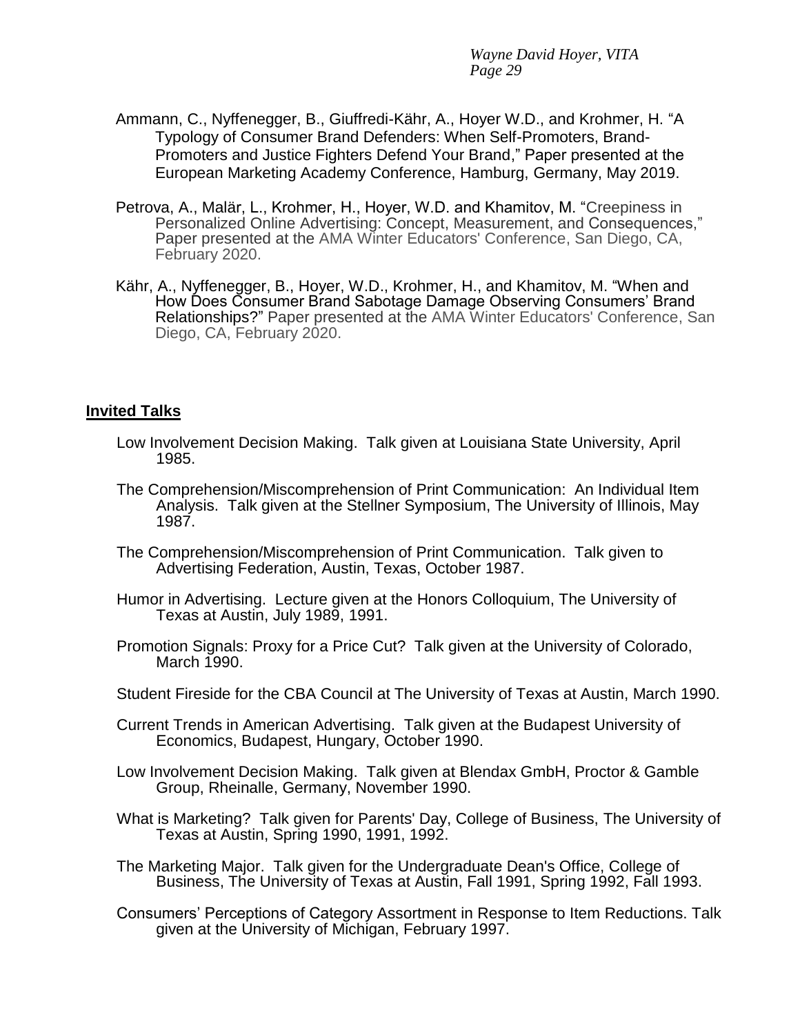Ammann, C., Nyffenegger, B., Giuffredi-Kähr, A., Hoyer W.D., and Krohmer, H. "A Typology of Consumer Brand Defenders: When Self-Promoters, Brand-Promoters and Justice Fighters Defend Your Brand," Paper presented at the European Marketing Academy Conference, Hamburg, Germany, May 2019.

Petrova, A., Malär, L., Krohmer, H., Hoyer, W.D. and Khamitov, M. "Creepiness in Personalized Online Advertising: Concept, Measurement, and Consequences," Paper presented at the AMA Winter Educators' Conference, San Diego, CA, February 2020.

Kähr, A., Nyffenegger, B., Hoyer, W.D., Krohmer, H., and Khamitov, M. "When and How Does Consumer Brand Sabotage Damage Observing Consumers' Brand Relationships?" Paper presented at the AMA Winter Educators' Conference, San Diego, CA, February 2020.

## Invited Talks

Low Involvement Decision Making. Talk given at Louisiana State University, April 1985.

The Comprehension/Miscomprehension of Print Communication: An Individual Item Analysis. Talk given at the Stellner Symposium, The University of Illinois, May 1987.

The Comprehension/Miscomprehension of Print Communication. Talk given to Advertising Federation, Austin, Texas, October 1987.

Humor in Advertising. Lecture given at the Honors Colloquium, The University of Texas at Austin, July 1989, 1991.

Promotion Signals: Proxy for a Price Cut? Talk given at the University of Colorado, March 1990.

Student Fireside for the CBA Council at The University of Texas at Austin, March 1990.

Current Trends in American Advertising. Talk given at the Budapest University of Economics, Budapest, Hungary, October 1990.

Low Involvement Decision Making. Talk given at Blendax GmbH, Proctor & Gamble Group, Rheinalle, Germany, November 1990.

What is Marketing? Talk given for Parents' Day, College of Business, The University of Texas at Austin, Spring 1990, 1991, 1992.

The Marketing Major. Talk given for the Undergraduate Dean's Office, College of Business, The University of Texas at Austin, Fall 1991, Spring 1992, Fall 1993.

Consumers' Perceptions of Category Assortment in Response to Item Reductions. Talk given at the University of Michigan, February 1997.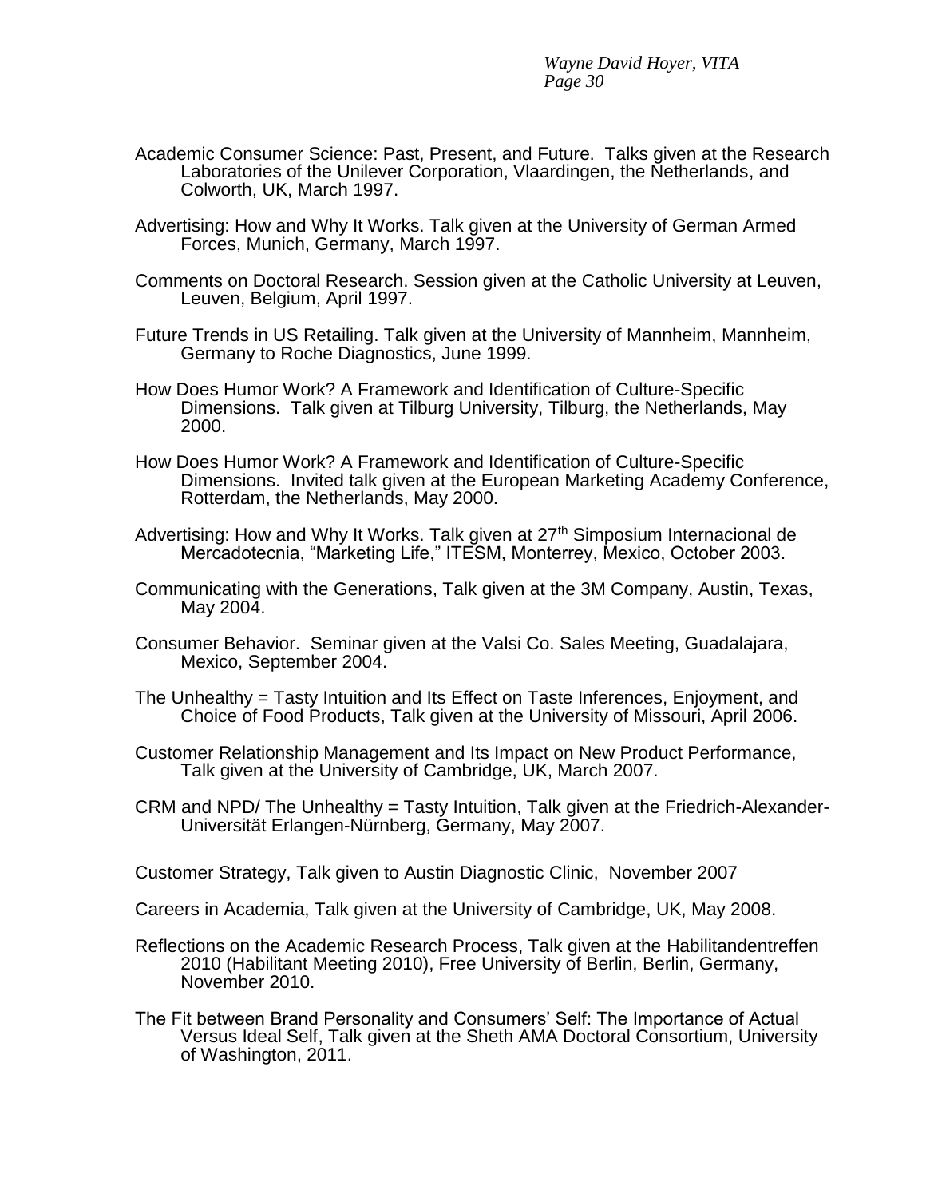Academic Consumer Science: Past, Present, and Future. Talks given at the Research Laboratories of the Unilever Corporation, Vlaardingen, the Netherlands, and Colworth, UK, March 1997.

Advertising: How and Why It Works. Talk given at the University of German Armed Forces, Munich, Germany, March 1997.

Comments on Doctoral Research. Session given at the Catholic University at Leuven, Leuven, Belgium, April 1997.

Future Trends in US Retailing. Talk given at the University of Mannheim, Mannheim, Germany to Roche Diagnostics, June 1999.

How Does Humor Work? A Framework and Identification of Culture-Specific Dimensions. Talk given at Tilburg University, Tilburg, the Netherlands, May 2000.

How Does Humor Work? A Framework and Identification of Culture-Specific Dimensions. Invited talk given at the European Marketing Academy Conference, Rotterdam, the Netherlands, May 2000.

Advertising: How and Why It Works. Talk given at 27th Simposium Internacional de Mercadotecnia, "Marketing Life," ITESM, Monterrey, Mexico, October 2003.

Communicating with the Generations, Talk given at the 3M Company, Austin, Texas, May 2004.

Consumer Behavior. Seminar given at the Valsi Co. Sales Meeting, Guadalajara, Mexico, September 2004.

The Unhealthy = Tasty Intuition and Its Effect on Taste Inferences, Enjoyment, and Choice of Food Products, Talk given at the University of Missouri, April 2006.

Customer Relationship Management and Its Impact on New Product Performance, Talk given at the University of Cambridge, UK, March 2007.

CRM and NPD/ The Unhealthy = Tasty Intuition, Talk given at the Friedrich-Alexander-Universität Erlangen-Nürnberg, Germany, May 2007.

Customer Strategy, Talk given to Austin Diagnostic Clinic, November 2007

Careers in Academia, Talk given at the University of Cambridge, UK, May 2008.

Reflections on the Academic Research Process, Talk given at the Habilitandentreffen 2010 (Habilitant Meeting 2010), Free University of Berlin, Berlin, Germany, November 2010.

The Fit between Brand Personality and Consumers' Self: The Importance of Actual Versus Ideal Self, Talk given at the Sheth AMA Doctoral Consortium, University of Washington, 2011.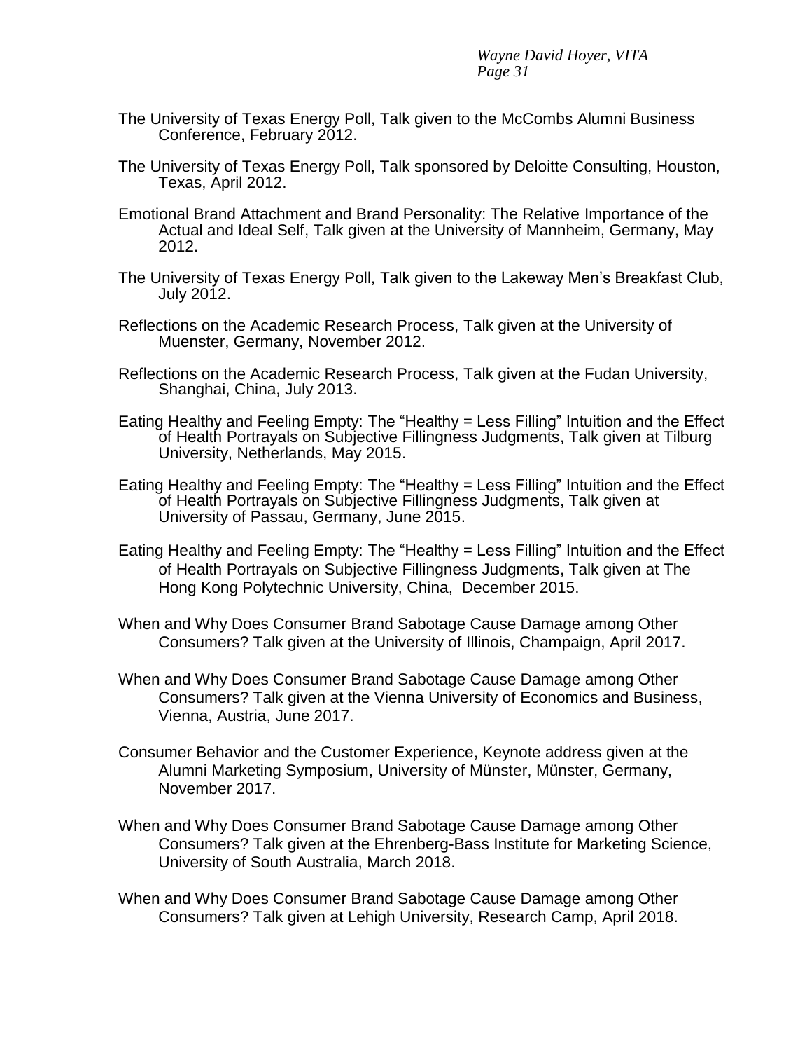The University of Texas Energy Poll, Talk given to the McCombs Alumni Business Conference, February 2012.

The University of Texas Energy Poll, Talk sponsored by Deloitte Consulting, Houston, Texas, April 2012.

Emotional Brand Attachment and Brand Personality: The Relative Importance of the Actual and Ideal Self, Talk given at the University of Mannheim, Germany, May 2012.

The University of Texas Energy Poll, Talk given to the Lakeway Men's Breakfast Club, July 2012.

Reflections on the Academic Research Process, Talk given at the University of Muenster, Germany, November 2012.

Reflections on the Academic Research Process, Talk given at the Fudan University, Shanghai, China, July 2013.

Eating Healthy and Feeling Empty: The "Healthy = Less Filling" Intuition and the Effect of Health Portrayals on Subjective Fillingness Judgments, Talk given at Tilburg University, Netherlands, May 2015.

Eating Healthy and Feeling Empty: The "Healthy = Less Filling" Intuition and the Effect of Health Portrayals on Subjective Fillingness Judgments, Talk given at University of Passau, Germany, June 2015.

Eating Healthy and Feeling Empty: The "Healthy = Less Filling" Intuition and the Effect of Health Portrayals on Subjective Fillingness Judgments, Talk given at The Hong Kong Polytechnic University, China, December 2015.

When and Why Does Consumer Brand Sabotage Cause Damage among Other Consumers? Talk given at the University of Illinois, Champaign, April 2017.

When and Why Does Consumer Brand Sabotage Cause Damage among Other Consumers? Talk given at the Vienna University of Economics and Business, Vienna, Austria, June 2017.

Consumer Behavior and the Customer Experience, Keynote address given at the Alumni Marketing Symposium, University of Münster, Münster, Germany, November 2017.

When and Why Does Consumer Brand Sabotage Cause Damage among Other Consumers? Talk given at the Ehrenberg-Bass Institute for Marketing Science, University of South Australia, March 2018.

When and Why Does Consumer Brand Sabotage Cause Damage among Other Consumers? Talk given at Lehigh University, Research Camp, April 2018.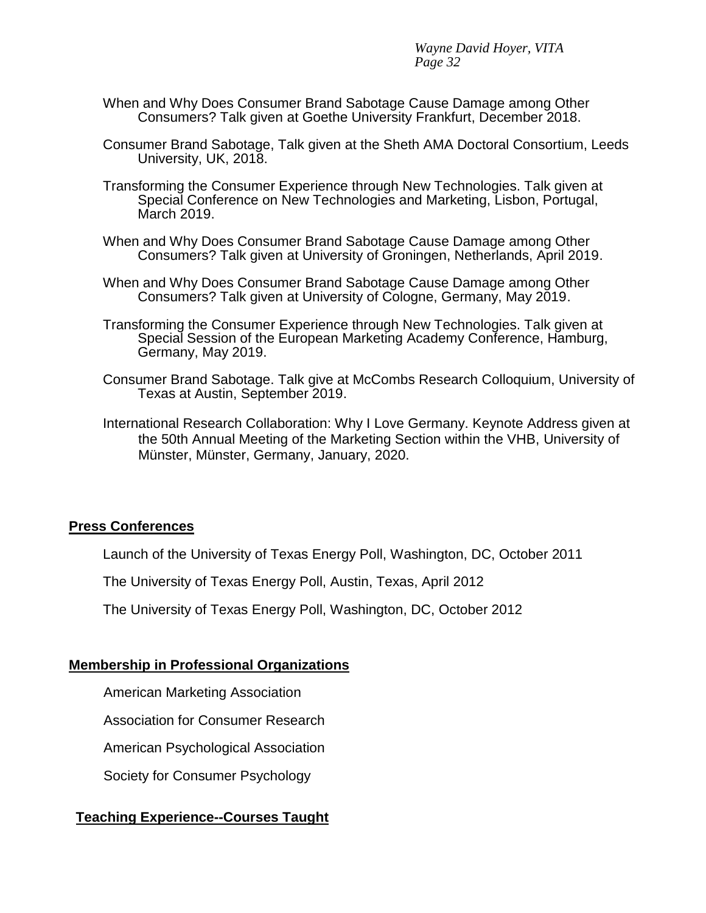When and Why Does Consumer Brand Sabotage Cause Damage among Other Consumers? Talk given at Goethe University Frankfurt, December 2018.

Consumer Brand Sabotage, Talk given at the Sheth AMA Doctoral Consortium, Leeds University, UK, 2018.

Transforming the Consumer Experience through New Technologies. Talk given at Special Conference on New Technologies and Marketing, Lisbon, Portugal, March 2019.

When and Why Does Consumer Brand Sabotage Cause Damage among Other Consumers? Talk given at University of Groningen, Netherlands, April 2019.

When and Why Does Consumer Brand Sabotage Cause Damage among Other Consumers? Talk given at University of Cologne, Germany, May 2019.

Transforming the Consumer Experience through New Technologies. Talk given at Special Session of the European Marketing Academy Conference, Hamburg, Germany, May 2019.

Consumer Brand Sabotage. Talk give at McCombs Research Colloquium, University of Texas at Austin, September 2019.

International Research Collaboration: Why I Love Germany. Keynote Address given at the 50th Annual Meeting of the Marketing Section within the VHB, University of Münster, Münster, Germany, January, 2020.

## Press Conferences

Launch of the University of Texas Energy Poll, Washington, DC, October 2011

The University of Texas Energy Poll, Austin, Texas, April 2012

The University of Texas Energy Poll, Washington, DC, October 2012

## Membership in Professional Organizations

American Marketing Association

Association for Consumer Research

American Psychological Association

Society for Consumer Psychology

## Teaching Experience--Courses Taught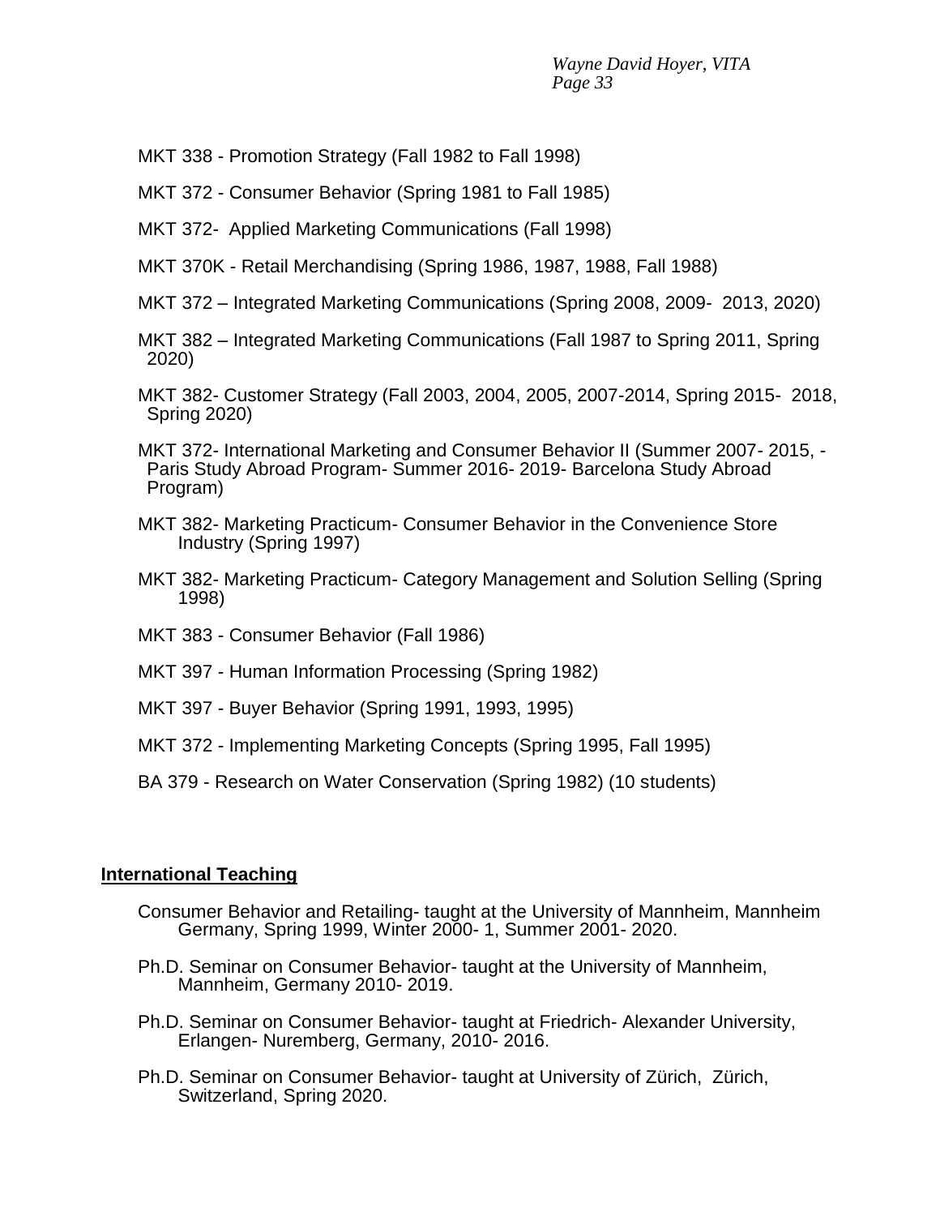MKT 338 - Promotion Strategy (Fall 1982 to Fall 1998)

MKT 372 - Consumer Behavior (Spring 1981 to Fall 1985)

MKT 372- Applied Marketing Communications (Fall 1998)

MKT 370K - Retail Merchandising (Spring 1986, 1987, 1988, Fall 1988)

MKT 372 – Integrated Marketing Communications (Spring 2008, 2009- 2013, 2020)

MKT 382 – Integrated Marketing Communications (Fall 1987 to Spring 2011, Spring 2020)

MKT 382- Customer Strategy (Fall 2003, 2004, 2005, 2007-2014, Spring 2015- 2018, Spring 2020)

MKT 372- International Marketing and Consumer Behavior II (Summer 2007- 2015, - Paris Study Abroad Program- Summer 2016- 2019- Barcelona Study Abroad Program)

MKT 382- Marketing Practicum- Consumer Behavior in the Convenience Store Industry (Spring 1997)

MKT 382- Marketing Practicum- Category Management and Solution Selling (Spring 1998)

MKT 383 - Consumer Behavior (Fall 1986)

MKT 397 - Human Information Processing (Spring 1982)

MKT 397 - Buyer Behavior (Spring 1991, 1993, 1995)

MKT 372 - Implementing Marketing Concepts (Spring 1995, Fall 1995)

BA 379 - Research on Water Conservation (Spring 1982) (10 students)

**International Teaching**

Consumer Behavior and Retailing- taught at the University of Mannheim, Mannheim Germany, Spring 1999, Winter 2000- 1, Summer 2001- 2020.

Ph.D. Seminar on Consumer Behavior- taught at the University of Mannheim, Mannheim, Germany 2010- 2019.

Ph.D. Seminar on Consumer Behavior- taught at Friedrich- Alexander University, Erlangen- Nuremberg, Germany, 2010- 2016.

Ph.D. Seminar on Consumer Behavior- taught at University of Zürich, Zürich, Switzerland, Spring 2020.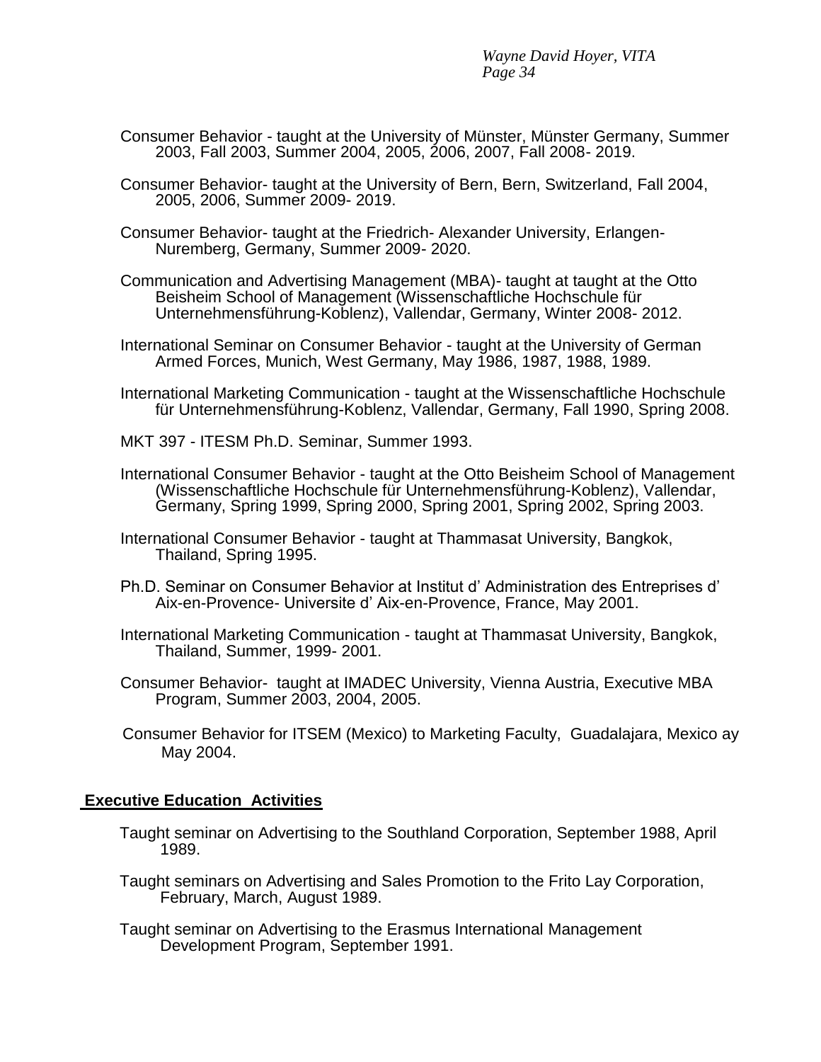Consumer Behavior - taught at the University of Münster, Münster Germany, Summer 2003, Fall 2003, Summer 2004, 2005, 2006, 2007, Fall 2008- 2019.

Consumer Behavior- taught at the University of Bern, Bern, Switzerland, Fall 2004, 2005, 2006, Summer 2009- 2019.

Consumer Behavior- taught at the Friedrich- Alexander University, Erlangen-Nuremberg, Germany, Summer 2009- 2020.

Communication and Advertising Management (MBA)- taught at taught at the Otto Beisheim School of Management (Wissenschaftliche Hochschule für Unternehmensführung-Koblenz), Vallendar, Germany, Winter 2008- 2012.

International Seminar on Consumer Behavior - taught at the University of German Armed Forces, Munich, West Germany, May 1986, 1987, 1988, 1989.

International Marketing Communication - taught at the Wissenschaftliche Hochschule für Unternehmensführung-Koblenz, Vallendar, Germany, Fall 1990, Spring 2008.

MKT 397 - ITESM Ph.D. Seminar, Summer 1993.

International Consumer Behavior - taught at the Otto Beisheim School of Management (Wissenschaftliche Hochschule für Unternehmensführung-Koblenz), Vallendar, Germany, Spring 1999, Spring 2000, Spring 2001, Spring 2002, Spring 2003.

International Consumer Behavior - taught at Thammasat University, Bangkok, Thailand, Spring 1995.

Ph.D. Seminar on Consumer Behavior at Institut d' Administration des Entreprises d' Aix-en-Provence- Universite d' Aix-en-Provence, France, May 2001.

International Marketing Communication - taught at Thammasat University, Bangkok, Thailand, Summer, 1999- 2001.

Consumer Behavior- taught at IMADEC University, Vienna Austria, Executive MBA Program, Summer 2003, 2004, 2005.

Consumer Behavior for ITSEM (Mexico) to Marketing Faculty, Guadalajara, Mexico ay May 2004.

## Executive Education Activities

Taught seminar on Advertising to the Southland Corporation, September 1988, April 1989.

Taught seminars on Advertising and Sales Promotion to the Frito Lay Corporation, February, March, August 1989.

Taught seminar on Advertising to the Erasmus International Management Development Program, September 1991.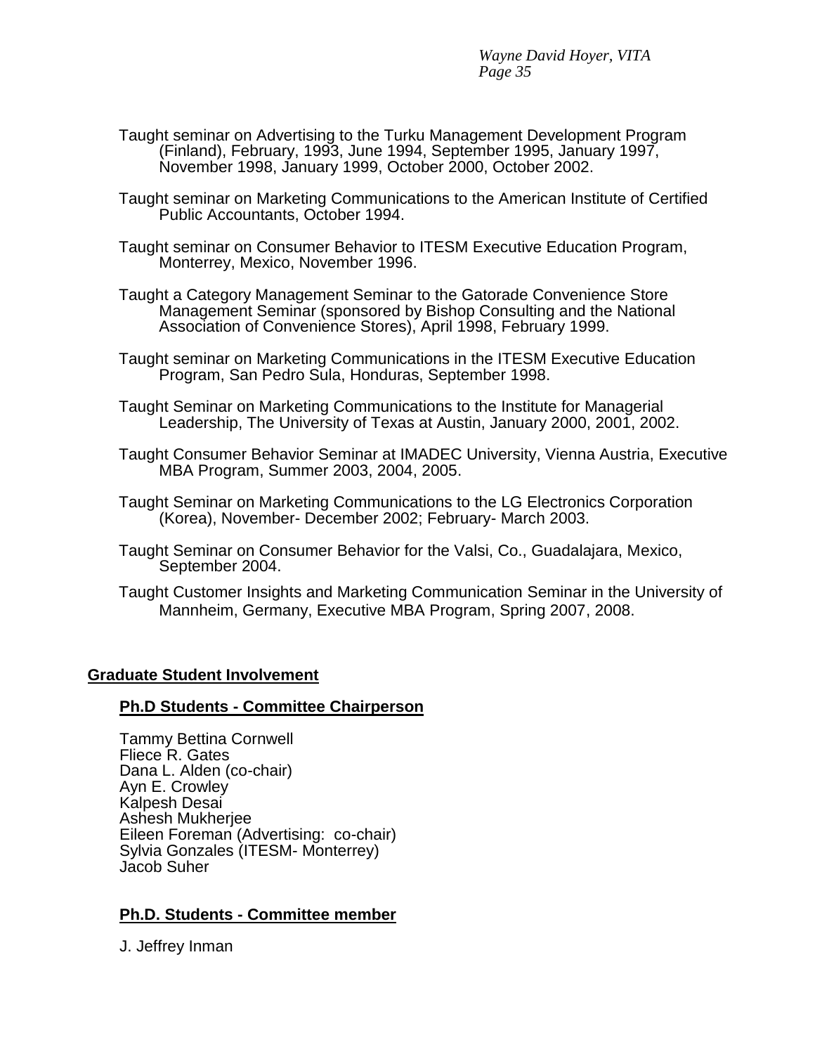Taught seminar on Advertising to the Turku Management Development Program (Finland), February, 1993, June 1994, September 1995, January 1997, November 1998, January 1999, October 2000, October 2002.

Taught seminar on Marketing Communications to the American Institute of Certified Public Accountants, October 1994.

Taught seminar on Consumer Behavior to ITESM Executive Education Program, Monterrey, Mexico, November 1996.

Taught a Category Management Seminar to the Gatorade Convenience Store Management Seminar (sponsored by Bishop Consulting and the National Association of Convenience Stores), April 1998, February 1999.

Taught seminar on Marketing Communications in the ITESM Executive Education Program, San Pedro Sula, Honduras, September 1998.

Taught Seminar on Marketing Communications to the Institute for Managerial Leadership, The University of Texas at Austin, January 2000, 2001, 2002.

Taught Consumer Behavior Seminar at IMADEC University, Vienna Austria, Executive MBA Program, Summer 2003, 2004, 2005.

Taught Seminar on Marketing Communications to the LG Electronics Corporation (Korea), November- December 2002; February- March 2003.

Taught Seminar on Consumer Behavior for the Valsi, Co., Guadalajara, Mexico, September 2004.

Taught Customer Insights and Marketing Communication Seminar in the University of Mannheim, Germany, Executive MBA Program, Spring 2007, 2008.

## Graduate Student Involvement

### Ph.D Students - Committee Chairperson

Tammy Bettina Cornwell
Fliece R. Gates
Dana L. Alden (co-chair)
Ayn E. Crowley
Kalpesh Desai
Ashesh Mukherjee
Eileen Foreman (Advertising: co-chair)
Sylvia Gonzales (ITESM- Monterrey)
Jacob Suher

### Ph.D. Students - Committee member

J. Jeffrey Inman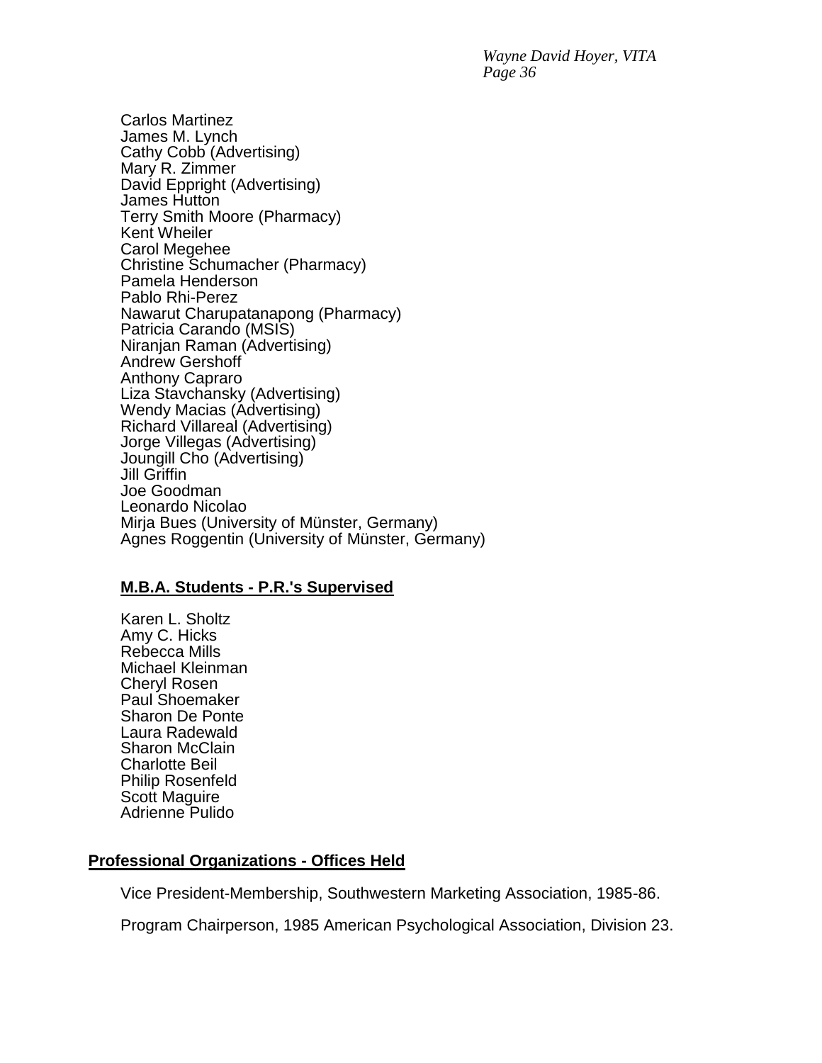Carlos Martinez
James M. Lynch
Cathy Cobb (Advertising)
Mary R. Zimmer
David Eppright (Advertising)
James Hutton
Terry Smith Moore (Pharmacy)
Kent Wheiler
Carol Megehee
Christine Schumacher (Pharmacy)
Pamela Henderson
Pablo Rhi-Perez
Nawarut Charupatanapong (Pharmacy)
Patricia Carando (MSIS)
Niranjan Raman (Advertising)
Andrew Gershoff
Anthony Capraro
Liza Stavchansky (Advertising)
Wendy Macias (Advertising)
Richard Villareal (Advertising)
Jorge Villegas (Advertising)
Joungill Cho (Advertising)
Jill Griffin
Joe Goodman
Leonardo Nicolao
Mirja Bues (University of Münster, Germany)
Agnes Roggentin (University of Münster, Germany)

**M.B.A. Students - P.R.'s Supervised**

Karen L. Sholtz
Amy C. Hicks
Rebecca Mills
Michael Kleinman
Cheryl Rosen
Paul Shoemaker
Sharon De Ponte
Laura Radewald
Sharon McClain
Charlotte Beil
Philip Rosenfeld
Scott Maguire
Adrienne Pulido

## Professional Organizations - Offices Held

Vice President-Membership, Southwestern Marketing Association, 1985-86.

Program Chairperson, 1985 American Psychological Association, Division 23.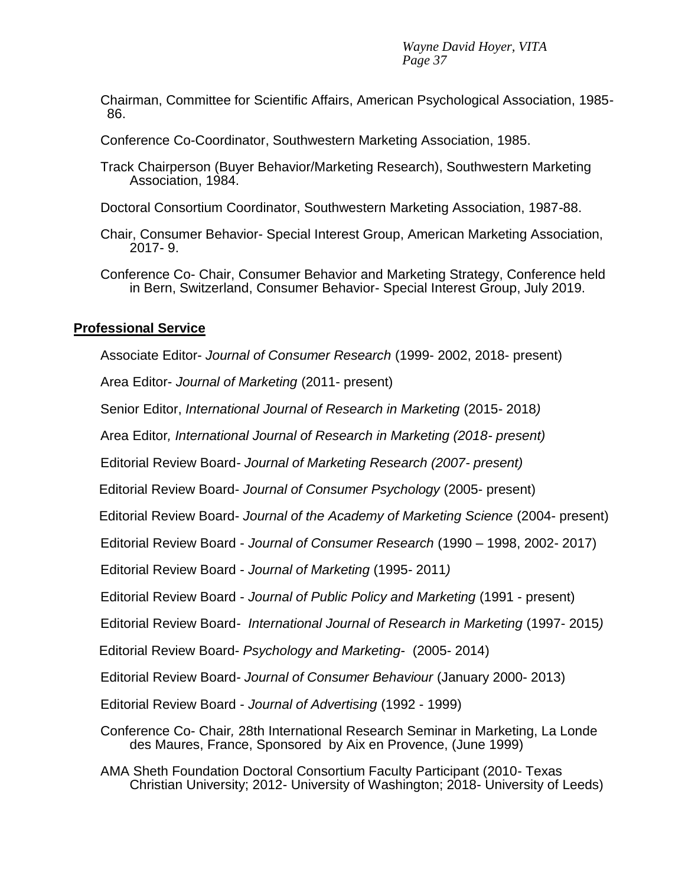Chairman, Committee for Scientific Affairs, American Psychological Association, 1985-86.

Conference Co-Coordinator, Southwestern Marketing Association, 1985.

Track Chairperson (Buyer Behavior/Marketing Research), Southwestern Marketing Association, 1984.

Doctoral Consortium Coordinator, Southwestern Marketing Association, 1987-88.

Chair, Consumer Behavior- Special Interest Group, American Marketing Association, 2017- 9.

Conference Co- Chair, Consumer Behavior and Marketing Strategy, Conference held in Bern, Switzerland, Consumer Behavior- Special Interest Group, July 2019.

## Professional Service

Associate Editor- *Journal of Consumer Research* (1999- 2002, 2018- present)

Area Editor- *Journal of Marketing* (2011- present)

Senior Editor, *International Journal of Research in Marketing* (2015- 2018)

Area Editor, *International Journal of Research in Marketing (2018- present)*

Editorial Review Board- *Journal of Marketing Research (2007- present)*

Editorial Review Board- *Journal of Consumer Psychology* (2005- present)

Editorial Review Board- *Journal of the Academy of Marketing Science* (2004- present)

Editorial Review Board - *Journal of Consumer Research* (1990 – 1998, 2002- 2017)

Editorial Review Board - *Journal of Marketing* (1995- 2011)

Editorial Review Board - *Journal of Public Policy and Marketing* (1991 - present)

Editorial Review Board- *International Journal of Research in Marketing* (1997- 2015)

Editorial Review Board- *Psychology and Marketing-* (2005- 2014)

Editorial Review Board- *Journal of Consumer Behaviour* (January 2000- 2013)

Editorial Review Board - *Journal of Advertising* (1992 - 1999)

Conference Co- Chair, 28th International Research Seminar in Marketing, La Londe des Maures, France, Sponsored by Aix en Provence, (June 1999)

AMA Sheth Foundation Doctoral Consortium Faculty Participant (2010- Texas Christian University; 2012- University of Washington; 2018- University of Leeds)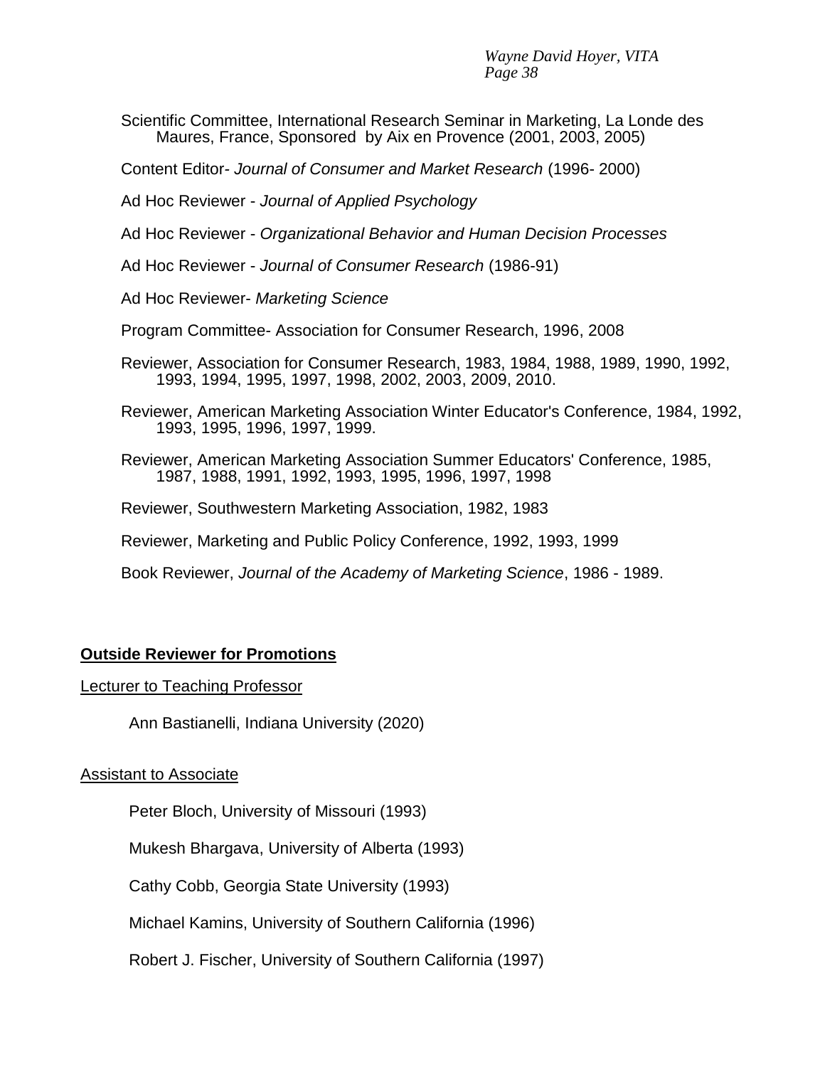Scientific Committee, International Research Seminar in Marketing, La Londe des Maures, France, Sponsored by Aix en Provence (2001, 2003, 2005)

Content Editor- *Journal of Consumer and Market Research* (1996- 2000)

Ad Hoc Reviewer - *Journal of Applied Psychology*

Ad Hoc Reviewer - *Organizational Behavior and Human Decision Processes*

Ad Hoc Reviewer - *Journal of Consumer Research* (1986-91)

Ad Hoc Reviewer- *Marketing Science*

Program Committee- Association for Consumer Research, 1996, 2008

Reviewer, Association for Consumer Research, 1983, 1984, 1988, 1989, 1990, 1992, 1993, 1994, 1995, 1997, 1998, 2002, 2003, 2009, 2010.

Reviewer, American Marketing Association Winter Educator's Conference, 1984, 1992, 1993, 1995, 1996, 1997, 1999.

Reviewer, American Marketing Association Summer Educators' Conference, 1985, 1987, 1988, 1991, 1992, 1993, 1995, 1996, 1997, 1998

Reviewer, Southwestern Marketing Association, 1982, 1983

Reviewer, Marketing and Public Policy Conference, 1992, 1993, 1999

Book Reviewer, *Journal of the Academy of Marketing Science*, 1986 - 1989.

## Outside Reviewer for Promotions

### Lecturer to Teaching Professor

Ann Bastianelli, Indiana University (2020)

### Assistant to Associate

Peter Bloch, University of Missouri (1993)

Mukesh Bhargava, University of Alberta (1993)

Cathy Cobb, Georgia State University (1993)

Michael Kamins, University of Southern California (1996)

Robert J. Fischer, University of Southern California (1997)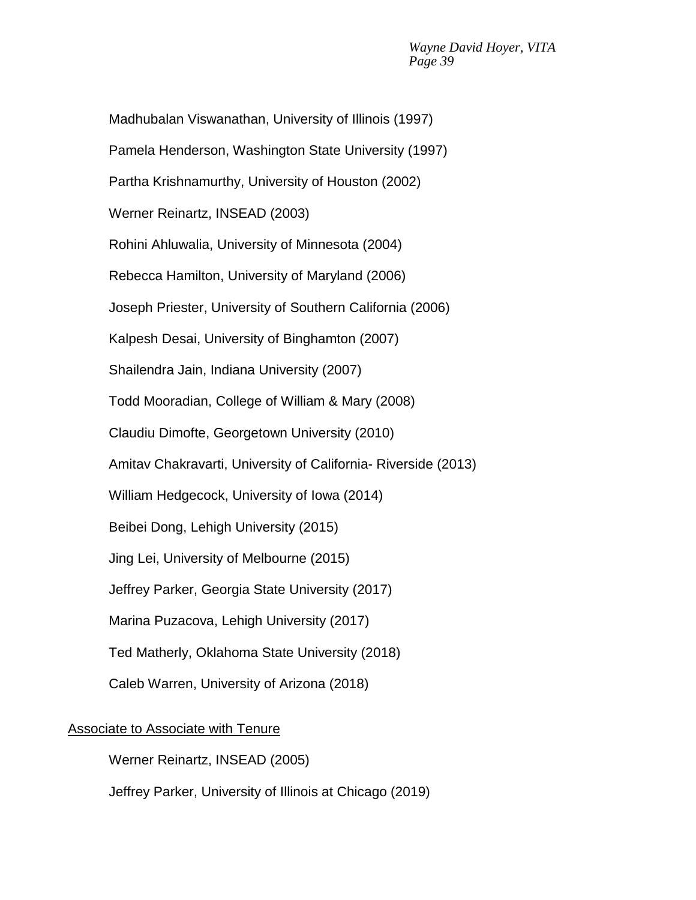Madhubalan Viswanathan, University of Illinois (1997)

Pamela Henderson, Washington State University (1997)

Partha Krishnamurthy, University of Houston (2002)

Werner Reinartz, INSEAD (2003)

Rohini Ahluwalia, University of Minnesota (2004)

Rebecca Hamilton, University of Maryland (2006)

Joseph Priester, University of Southern California (2006)

Kalpesh Desai, University of Binghamton (2007)

Shailendra Jain, Indiana University (2007)

Todd Mooradian, College of William & Mary (2008)

Claudiu Dimofte, Georgetown University (2010)

Amitav Chakravarti, University of California- Riverside (2013)

William Hedgecock, University of Iowa (2014)

Beibei Dong, Lehigh University (2015)

Jing Lei, University of Melbourne (2015)

Jeffrey Parker, Georgia State University (2017)

Marina Puzacova, Lehigh University (2017)

Ted Matherly, Oklahoma State University (2018)

Caleb Warren, University of Arizona (2018)

<u>Associate to Associate with Tenure</u>

Werner Reinartz, INSEAD (2005)

Jeffrey Parker, University of Illinois at Chicago (2019)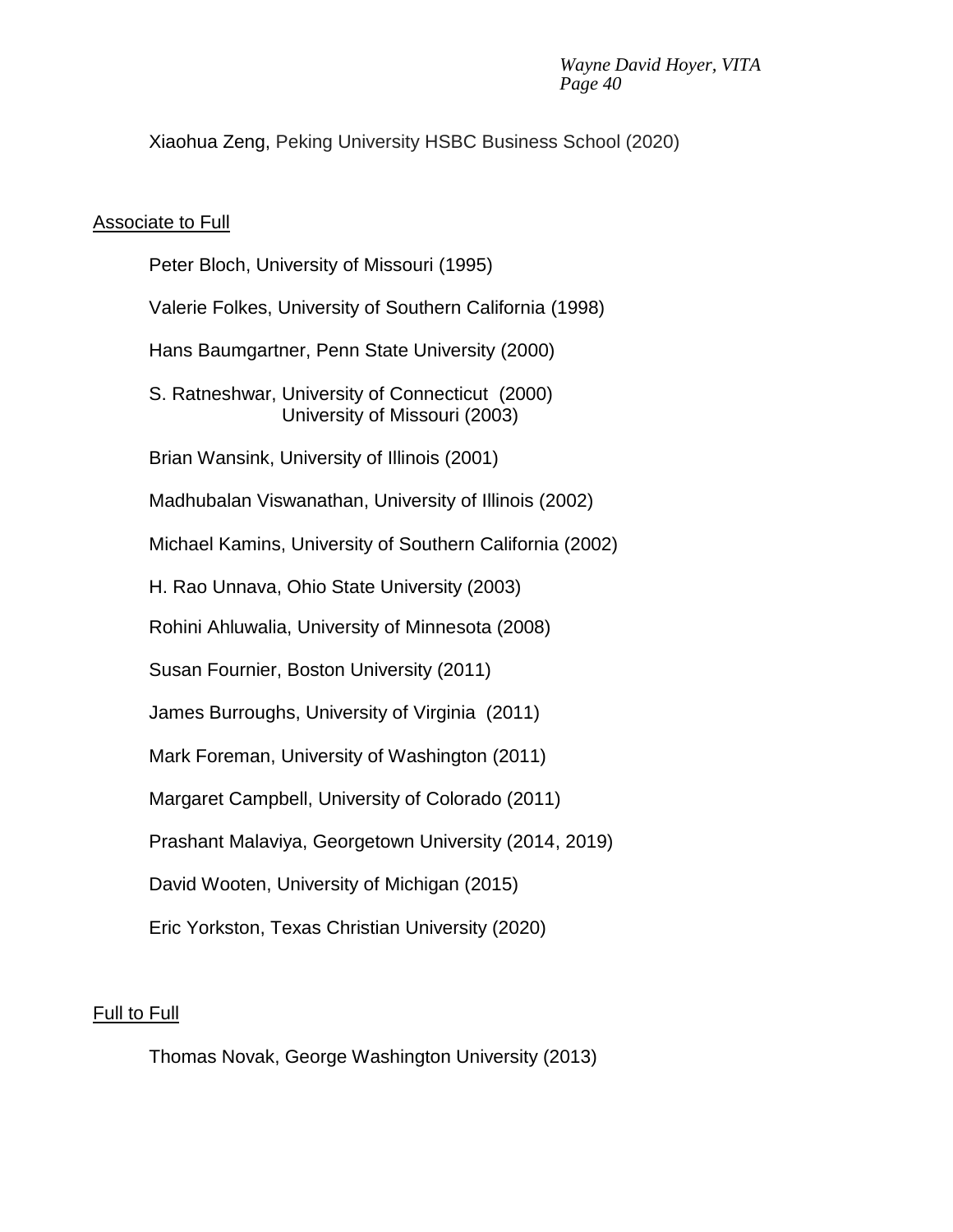Xiaohua Zeng, Peking University HSBC Business School (2020)

Associate to Full

Peter Bloch, University of Missouri (1995)

Valerie Folkes, University of Southern California (1998)

Hans Baumgartner, Penn State University (2000)

S. Ratneshwar, University of Connecticut (2000)
University of Missouri (2003)

Brian Wansink, University of Illinois (2001)

Madhubalan Viswanathan, University of Illinois (2002)

Michael Kamins, University of Southern California (2002)

H. Rao Unnava, Ohio State University (2003)

Rohini Ahluwalia, University of Minnesota (2008)

Susan Fournier, Boston University (2011)

James Burroughs, University of Virginia (2011)

Mark Foreman, University of Washington (2011)

Margaret Campbell, University of Colorado (2011)

Prashant Malaviya, Georgetown University (2014, 2019)

David Wooten, University of Michigan (2015)

Eric Yorkston, Texas Christian University (2020)

Full to Full

Thomas Novak, George Washington University (2013)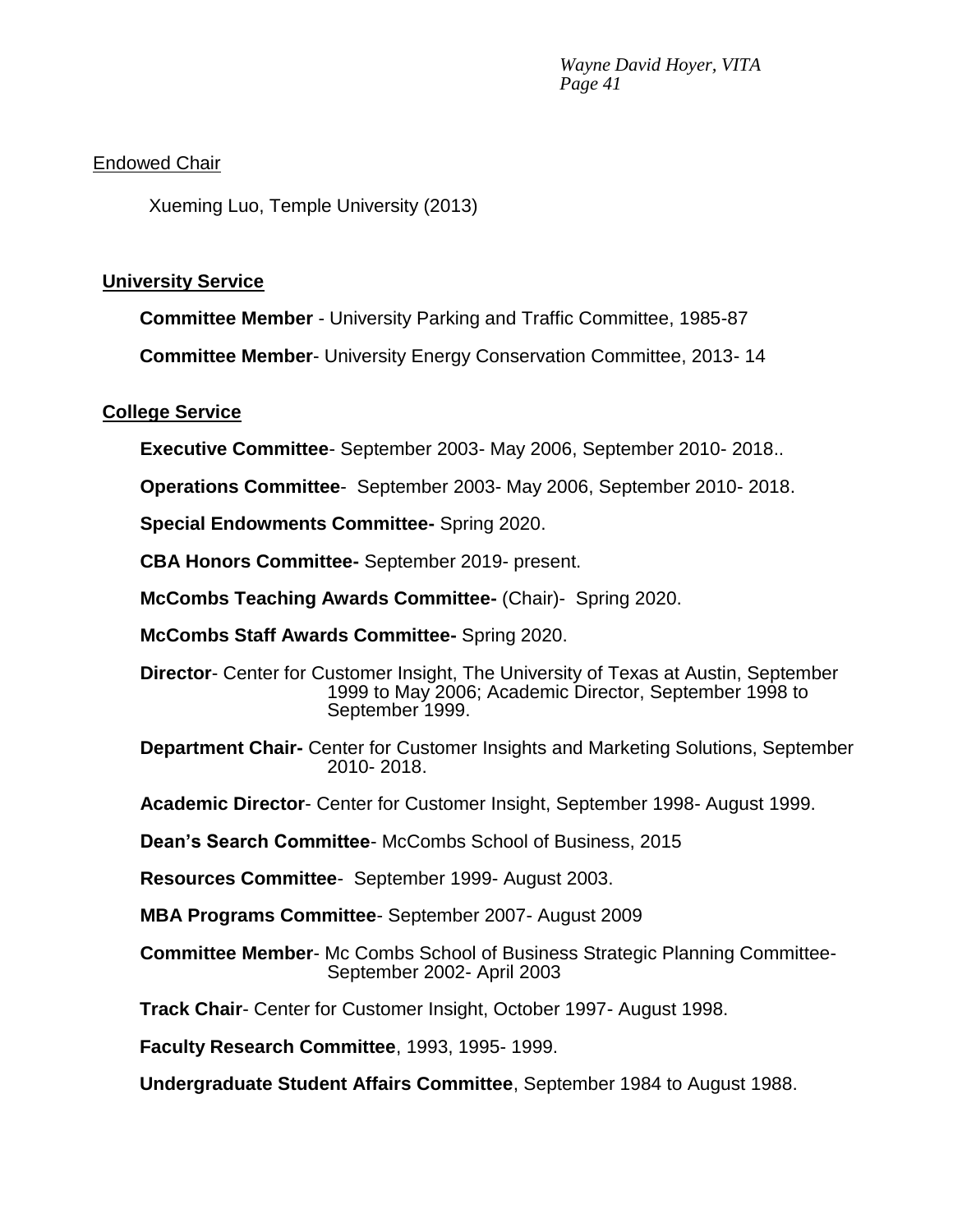Endowed Chair

Xueming Luo, Temple University (2013)

## University Service

**Committee Member** - University Parking and Traffic Committee, 1985-87

**Committee Member**- University Energy Conservation Committee, 2013- 14

## College Service

**Executive Committee**- September 2003- May 2006, September 2010- 2018..

**Operations Committee**- September 2003- May 2006, September 2010- 2018.

**Special Endowments Committee-** Spring 2020.

**CBA Honors Committee-** September 2019- present.

**McCombs Teaching Awards Committee-** (Chair)- Spring 2020.

**McCombs Staff Awards Committee-** Spring 2020.

**Director**- Center for Customer Insight, The University of Texas at Austin, September 1999 to May 2006; Academic Director, September 1998 to September 1999.

**Department Chair-** Center for Customer Insights and Marketing Solutions, September 2010- 2018.

**Academic Director**- Center for Customer Insight, September 1998- August 1999.

**Dean's Search Committee**- McCombs School of Business, 2015

**Resources Committee**- September 1999- August 2003.

**MBA Programs Committee**- September 2007- August 2009

**Committee Member**- Mc Combs School of Business Strategic Planning Committee- September 2002- April 2003

**Track Chair**- Center for Customer Insight, October 1997- August 1998.

**Faculty Research Committee**, 1993, 1995- 1999.

**Undergraduate Student Affairs Committee**, September 1984 to August 1988.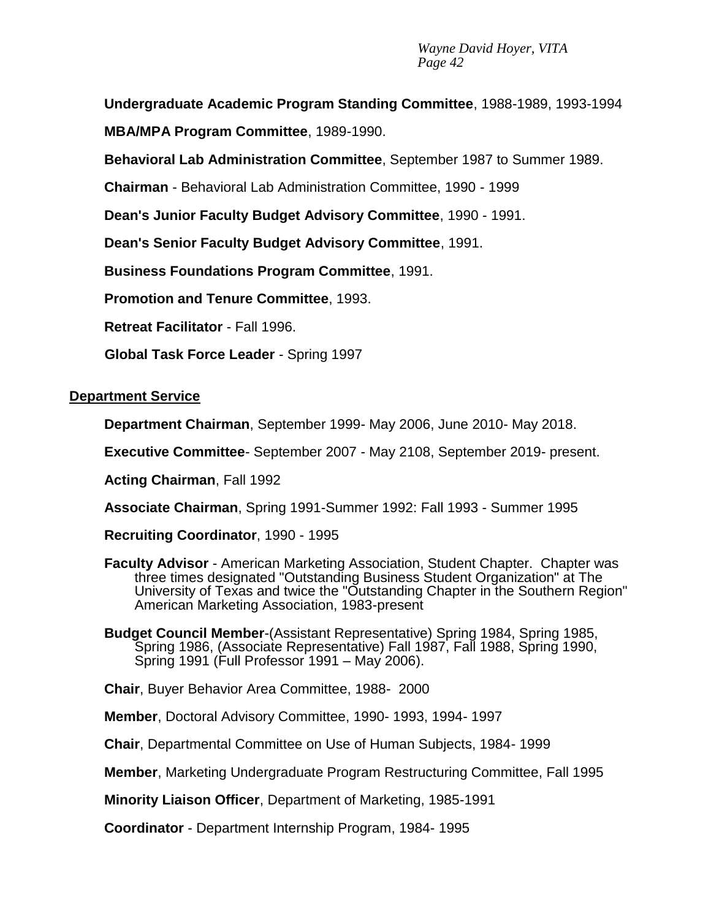**Undergraduate Academic Program Standing Committee**, 1988-1989, 1993-1994

**MBA/MPA Program Committee**, 1989-1990.

**Behavioral Lab Administration Committee**, September 1987 to Summer 1989.

**Chairman** - Behavioral Lab Administration Committee, 1990 - 1999

**Dean's Junior Faculty Budget Advisory Committee**, 1990 - 1991.

**Dean's Senior Faculty Budget Advisory Committee**, 1991.

**Business Foundations Program Committee**, 1991.

**Promotion and Tenure Committee**, 1993.

**Retreat Facilitator** - Fall 1996.

**Global Task Force Leader** - Spring 1997

## Department Service

**Department Chairman**, September 1999- May 2006, June 2010- May 2018.

**Executive Committee**- September 2007 - May 2108, September 2019- present.

**Acting Chairman**, Fall 1992

**Associate Chairman**, Spring 1991-Summer 1992: Fall 1993 - Summer 1995

**Recruiting Coordinator**, 1990 - 1995

**Faculty Advisor** - American Marketing Association, Student Chapter. Chapter was three times designated "Outstanding Business Student Organization" at The University of Texas and twice the "Outstanding Chapter in the Southern Region" American Marketing Association, 1983-present

**Budget Council Member**-(Assistant Representative) Spring 1984, Spring 1985, Spring 1986, (Associate Representative) Fall 1987, Fall 1988, Spring 1990, Spring 1991 (Full Professor 1991 – May 2006).

**Chair**, Buyer Behavior Area Committee, 1988- 2000

**Member**, Doctoral Advisory Committee, 1990- 1993, 1994- 1997

**Chair**, Departmental Committee on Use of Human Subjects, 1984- 1999

**Member**, Marketing Undergraduate Program Restructuring Committee, Fall 1995

**Minority Liaison Officer**, Department of Marketing, 1985-1991

**Coordinator** - Department Internship Program, 1984- 1995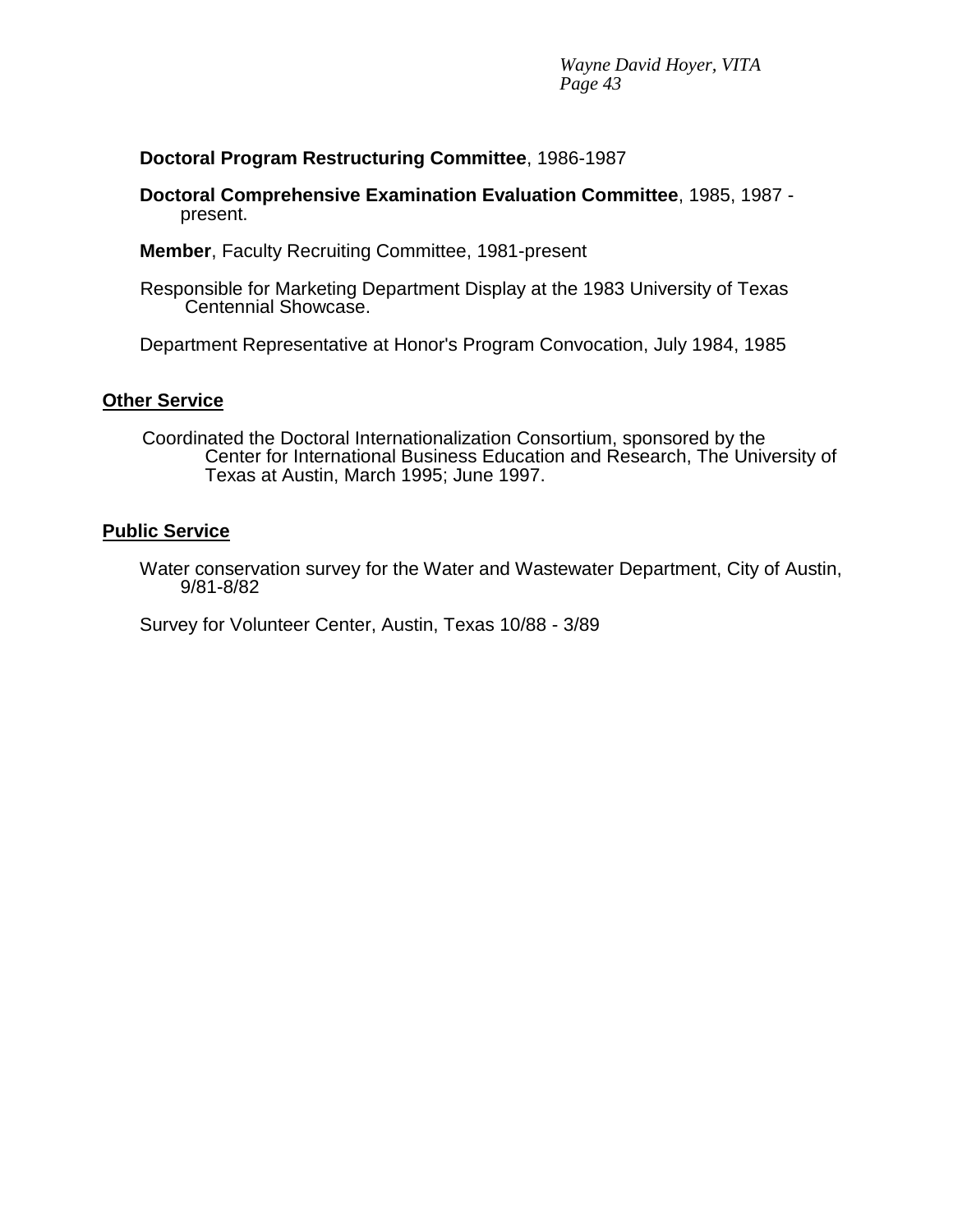**Doctoral Program Restructuring Committee**, 1986-1987

**Doctoral Comprehensive Examination Evaluation Committee**, 1985, 1987 - present.

**Member**, Faculty Recruiting Committee, 1981-present

Responsible for Marketing Department Display at the 1983 University of Texas Centennial Showcase.

Department Representative at Honor's Program Convocation, July 1984, 1985

## Other Service

Coordinated the Doctoral Internationalization Consortium, sponsored by the Center for International Business Education and Research, The University of Texas at Austin, March 1995; June 1997.

## Public Service

Water conservation survey for the Water and Wastewater Department, City of Austin, 9/81-8/82

Survey for Volunteer Center, Austin, Texas 10/88 - 3/89